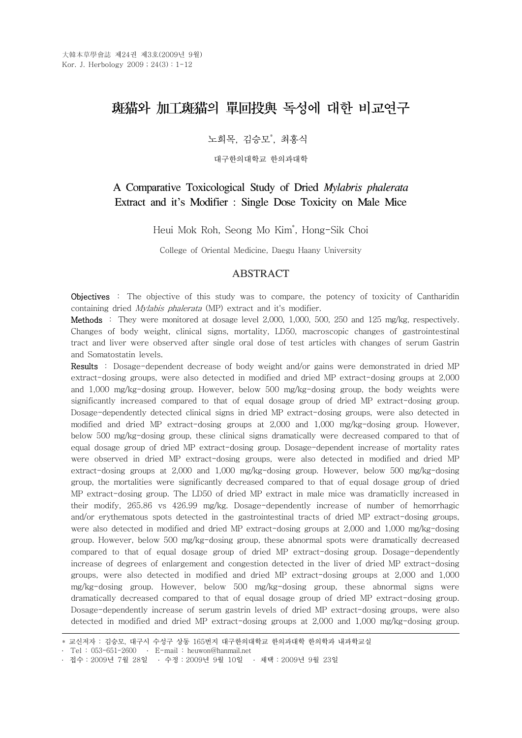# 斑猫와 加工斑猫의 單回投與 독성에 대한 비교연구

노희목, 김승모*, 최홍식

대구한의대학교 한의과대학

## A Comparative Toxicological Study of Dried *Mylabris phalerata* Extract and it's Modifier : Single Dose Toxicity on Male Mice

Heui Mok Roh, Seong Mo Kim*, Hong-Sik Choi

College of Oriental Medicine, Daegu Haany University

## ABSTRACT

**Objectives** : The objective of this study was to compare, the potency of toxicity of Cantharidin containing dried *Mylabis phalerata* (MP) extract and it's modifier.

**Methods** : They were monitored at dosage level 2,000, 1,000, 500, 250 and 125 mg/kg, respectively. Changes of body weight, clinical signs, mortality, LD50, macroscopic changes of gastrointestinal tract and liver were observed after single oral dose of test articles with changes of serum Gastrin and Somatostatin levels.

**Results** : Dosage-dependent decrease of body weight and/or gains were demonstrated in dried MP extract-dosing groups, were also detected in modified and dried MP extract-dosing groups at 2,000 and 1,000 mg/kg-dosing group. However, below 500 mg/kg-dosing group, the body weights were significantly increased compared to that of equal dosage group of dried MP extract-dosing group. Dosage-dependently detected clinical signs in dried MP extract-dosing groups, were also detected in modified and dried MP extract-dosing groups at 2,000 and 1,000 mg/kg-dosing group. However, below 500 mg/kg-dosing group, these clinical signs dramatically were decreased compared to that of equal dosage group of dried MP extract-dosing group. Dosage-dependent increase of mortality rates were observed in dried MP extract-dosing groups, were also detected in modified and dried MP extract-dosing groups at 2,000 and 1,000 mg/kg-dosing group. However, below 500 mg/kg-dosing group, the mortalities were significantly decreased compared to that of equal dosage group of dried MP extract-dosing group. The LD50 of dried MP extract in male mice was dramaticlly increased in their modify, 265.86 vs 426.99 mg/kg. Dosage-dependently increase of number of hemorrhagic and/or erythematous spots detected in the gastrointestinal tracts of dried MP extract-dosing groups, were also detected in modified and dried MP extract-dosing groups at 2,000 and 1,000 mg/kg-dosing group. However, below 500 mg/kg-dosing group, these abnormal spots were dramatically decreased compared to that of equal dosage group of dried MP extract-dosing group. Dosage-dependently increase of degrees of enlargement and congestion detected in the liver of dried MP extract-dosing groups, were also detected in modified and dried MP extract-dosing groups at 2,000 and 1,000 mg/kg-dosing group. However, below 500 mg/kg-dosing group, these abnormal signs were dramatically decreased compared to that of equal dosage group of dried MP extract-dosing group. Dosage-dependently increase of serum gastrin levels of dried MP extract-dosing groups, were also detected in modified and dried MP extract-dosing groups at 2,000 and 1,000 mg/kg-dosing group.

---

\* 교신저자 : 김승모, 대구시 수성구 상동 165번지 대구한의대학교 한의과대학 한의학과 내과학교실

· Tel : 053-651-2600 · E-mail : heuwon@hanmail.net

· 접수 : 2009년 7월 28일 · 수정 : 2009년 9월 10일 · 채택 : 2009년 9월 23일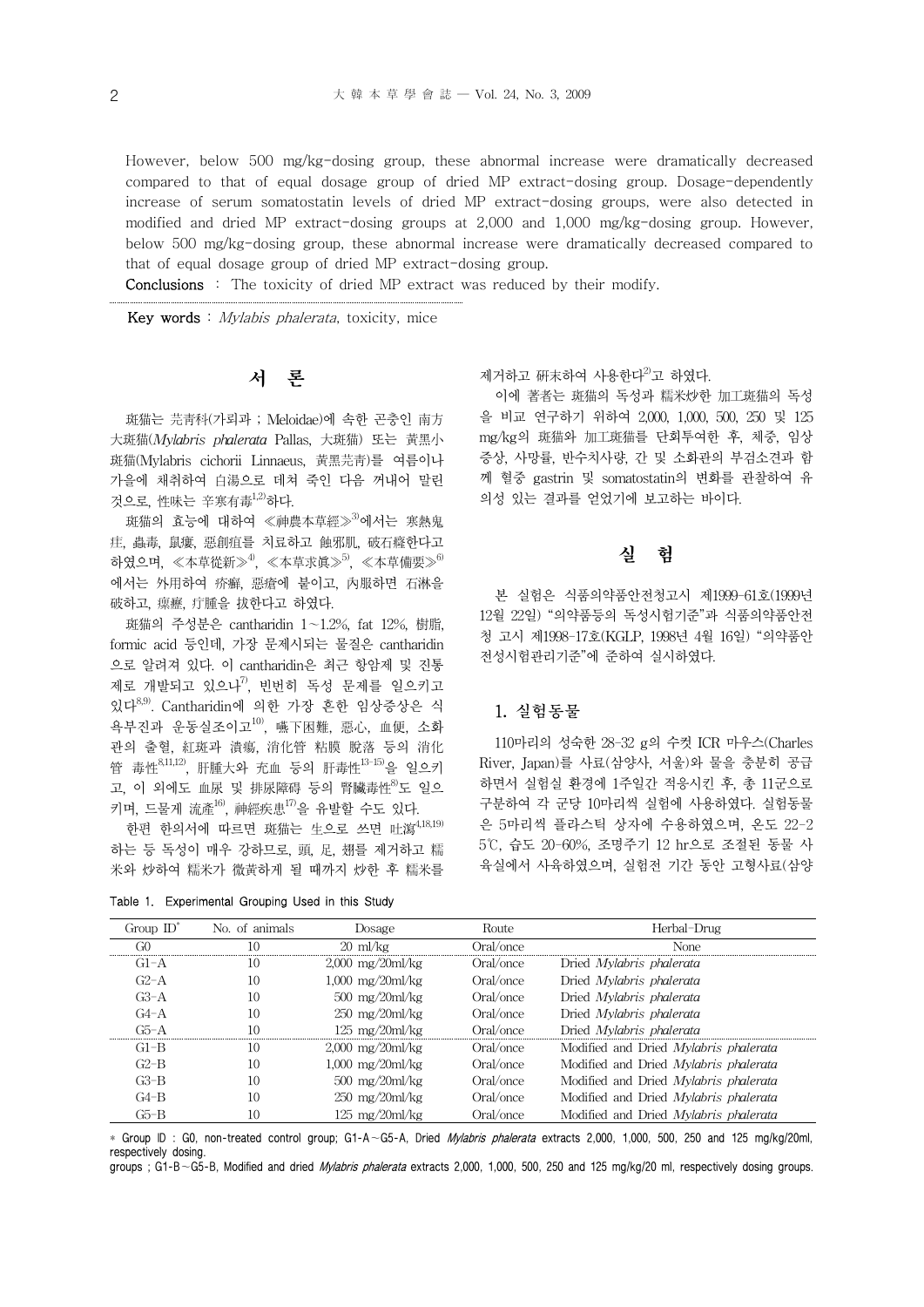However, below 500 mg/kg-dosing group, these abnormal increase were dramatically decreased compared to that of equal dosage group of dried MP extract-dosing group. Dosage-dependently increase of serum somatostatin levels of dried MP extract-dosing groups, were also detected in modified and dried MP extract-dosing groups at 2,000 and 1,000 mg/kg-dosing group. However, below 500 mg/kg-dosing group, these abnormal increase were dramatically decreased compared to that of equal dosage group of dried MP extract-dosing group.

**Conclusions** : The toxicity of dried MP extract was reduced by their modify.

**Key words** : *Mylabis phalerata*, toxicity, mice

## 서 론

斑猫는 芫靑科(가뢰과 ; Meloidae)에 속한 곤충인 南方大斑猫(*Mylabris phalerata* Pallas, 大斑猫) 또는 黃黑小斑猫(Mylabris cichorii Linnaeus, 黃黑芫靑)를 여름이나 가을에 채취하여 白湯으로 데쳐 죽인 다음 꺼내어 말린 것으로, 性味는 辛寒有毒[1,2]하다.

斑猫의 효능에 대하여 ≪神農本草經≫[3]에서는 寒熱鬼疰, 蠱毒, 鼠瘻, 惡創疽를 치료하고 蝕邪肌, 破石癃한다고 하였으며, ≪本草從新≫[4], ≪本草求眞≫[5], ≪本草備要≫[6]에서는 外用하여 疥癬, 惡瘡에 붙이고, 內服하면 石淋을 破하고, 瘰癧, 疔腫을 拔한다고 하였다.

斑猫의 주성분은 cantharidin 1~1.2%, fat 12%, 樹脂, formic acid 등인데, 가장 문제시되는 물질은 cantharidin으로 알려져 있다. 이 cantharidin은 최근 항암제 및 진통제로 개발되고 있으나[7], 빈번히 독성 문제를 일으키고 있다[8,9]. Cantharidin에 의한 가장 흔한 임상증상은 식욕부진과 운동실조이고[10], 嚥下困難, 惡心, 血便, 소화관의 출혈, 紅斑과 潰瘍, 消化管 粘膜 脫落 등의 消化管 毒性[8,11,12], 肝腫大와 充血 등의 肝毒性[13-15]을 일으키고, 이 외에도 血尿 및 排尿障碍 등의 腎臟毒性[8]도 일으키며, 드물게 流產[16], 神經疾患[17]을 유발할 수도 있다.

한편 한의서에 따르면 斑猫는 生으로 쓰면 吐瀉[4,18,19]하는 등 독성이 매우 강하므로, 頭, 足, 翅를 제거하고 糯米와 炒하여 糯米가 微黃하게 될 때까지 炒한 후 糯米를 제거하고 硏末하여 사용한다[2]고 하였다.

이에 著者는 斑猫의 독성과 糯米炒한 加工斑猫의 독성을 비교 연구하기 위하여 2,000, 1,000, 500, 250 및 125 mg/kg의 斑猫와 加工斑猫를 단회투여한 후, 체중, 임상증상, 사망률, 반수치사량, 간 및 소화관의 부검소견과 함께 혈중 gastrin 및 somatostatin의 변화를 관찰하여 유의성 있는 결과를 얻었기에 보고하는 바이다.

## 실 험

본 실험은 식품의약품안전청고시 제1999-61호(1999년 12월 22일) "의약품등의 독성시험기준"과 식품의약품안전청 고시 제1998-17호(KGLP, 1998년 4월 16일) "의약품안전성시험관리기준"에 준하여 실시하였다.

### 1. 실험동물

110마리의 성숙한 28-32 g의 수컷 ICR 마우스(Charles River, Japan)를 사료(삼양사, 서울)와 물을 충분히 공급하면서 실험실 환경에 1주일간 적응시킨 후, 총 11군으로 구분하여 각 군당 10마리씩 실험에 사용하였다. 실험동물은 5마리씩 플라스틱 상자에 수용하였으며, 온도 22-25℃, 습도 20-60%, 조명주기 12 hr으로 조절된 동물 사육실에서 사육하였으며, 실험전 기간 동안 고형사료(삼양

Table 1. Experimental Grouping Used in this Study

| Group ID* | No. of animals | Dosage | Route | Herbal-Drug |
|---|---|---|---|---|
| G0 | 10 | 20 ml/kg | Oral/once | None |
| G1-A | 10 | 2,000 mg/20ml/kg | Oral/once | Dried *Mylabris phalerata* |
| G2-A | 10 | 1,000 mg/20ml/kg | Oral/once | Dried *Mylabris phalerata* |
| G3-A | 10 | 500 mg/20ml/kg | Oral/once | Dried *Mylabris phalerata* |
| G4-A | 10 | 250 mg/20ml/kg | Oral/once | Dried *Mylabris phalerata* |
| G5-A | 10 | 125 mg/20ml/kg | Oral/once | Dried *Mylabris phalerata* |
| G1-B | 10 | 2,000 mg/20ml/kg | Oral/once | Modified and Dried *Mylabris phalerata* |
| G2-B | 10 | 1,000 mg/20ml/kg | Oral/once | Modified and Dried *Mylabris phalerata* |
| G3-B | 10 | 500 mg/20ml/kg | Oral/once | Modified and Dried *Mylabris phalerata* |
| G4-B | 10 | 250 mg/20ml/kg | Oral/once | Modified and Dried *Mylabris phalerata* |
| G5-B | 10 | 125 mg/20ml/kg | Oral/once | Modified and Dried *Mylabris phalerata* |

\* Group ID : G0, non-treated control group; G1-A~G5-A, Dried *Mylabris phalerata* extracts 2,000, 1,000, 500, 250 and 125 mg/kg/20ml, respectively dosing.
groups ; G1-B~G5-B, Modified and dried *Mylabris phalerata* extracts 2,000, 1,000, 500, 250 and 125 mg/kg/20 ml, respectively dosing groups.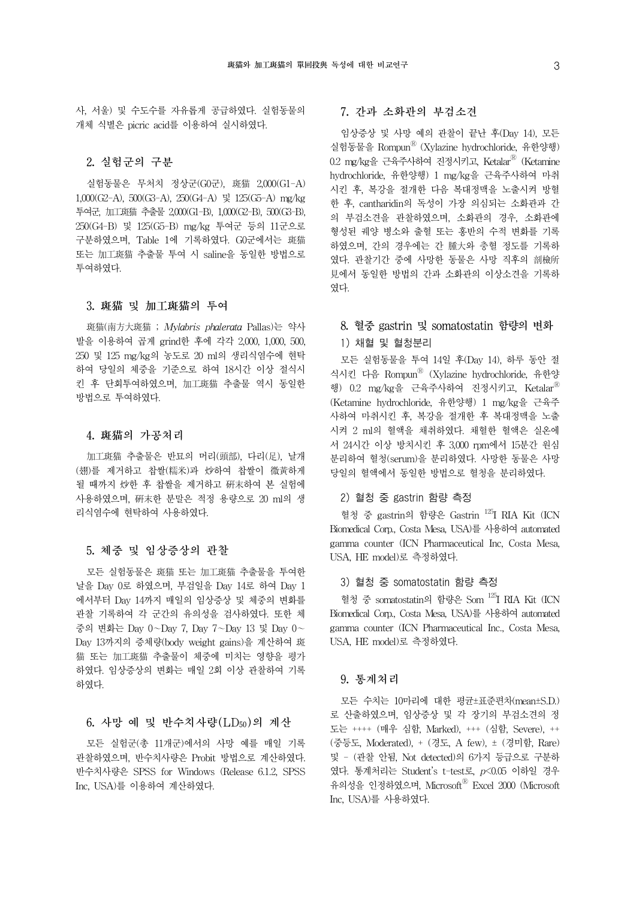사, 서울) 및 수도수를 자유롭게 공급하였다. 실험동물의 개체 식별은 picric acid를 이용하여 실시하였다.

## 2. 실험군의 구분

실험동물은 무처치 정상군(G0군), 斑猫 2,000(G1-A) 1,000(G2-A), 500(G3-A), 250(G4-A) 및 125(G5-A) mg/kg 투여군, 加工斑猫 추출물 2,000(G1-B), 1,000(G2-B), 500(G3-B), 250(G4-B) 및 125(G5-B) mg/kg 투여군 등의 11군으로 구분하였으며, Table 1에 기록하였다. G0군에서는 斑猫 또는 加工斑猫 추출물 투여 시 saline을 동일한 방법으로 투여하였다.

## 3. 斑猫 및 加工斑猫의 투여

斑猫(南方大斑猫 ; *Mylabris phalerata* Pallas)는 약사발을 이용하여 곱게 grind한 후에 각각 2,000, 1,000, 500, 250 및 125 mg/kg의 농도로 20 ml의 생리식염수에 현탁하여 당일의 체중을 기준으로 하여 18시간 이상 절식시킨 후 단회투여하였으며, 加工斑猫 추출물 역시 동일한 방법으로 투여하였다.

## 4. 斑猫의 가공처리

加工斑猫 추출물은 반묘의 머리(頭部), 다리(足), 날개(翅)를 제거하고 찹쌀(糯米)과 炒하여 찹쌀이 微黃하게 될 때까지 炒한 후 찹쌀을 제거하고 硏末하여 본 실험에 사용하였으며, 硏末한 분말은 적정 용량으로 20 ml의 생리식염수에 현탁하여 사용하였다.

## 5. 체중 및 임상증상의 관찰

모든 실험동물은 斑猫 또는 加工斑猫 추출물을 투여한 날을 Day 0로 하였으며, 부검일을 Day 14로 하여 Day 1에서부터 Day 14까지 매일의 임상증상 및 체중의 변화를 관찰 기록하여 각 군간의 유의성을 검사하였다. 또한 체중의 변화는 Day 0~Day 7, Day 7~Day 13 및 Day 0~Day 13까지의 증체량(body weight gains)을 계산하여 斑猫 또는 加工斑猫 추출물이 체중에 미치는 영향을 평가하였다. 임상증상의 변화는 매일 2회 이상 관찰하여 기록하였다.

## 6. 사망 예 및 반수치사량($LD_{50}$)의 계산

모든 실험군(총 11개군)에서의 사망 예를 매일 기록 관찰하였으며, 반수치사량은 Probit 방법으로 계산하였다. 반수치사량은 SPSS for Windows (Release 6.1.2, SPSS Inc, USA)를 이용하여 계산하였다.

## 7. 간과 소화관의 부검소견

임상증상 및 사망 예의 관찰이 끝난 후(Day 14), 모든 실험동물을 Rompun® (Xylazine hydrochloride, 유한양행) 0.2 mg/kg을 근육주사하여 진정시키고, Ketalar® (Ketamine hydrochloride, 유한양행) 1 mg/kg을 근육주사하여 마취시킨 후, 복강을 절개한 다음 복대정맥을 노출시켜 방혈한 후, cantharidin의 독성이 가장 의심되는 소화관과 간의 부검소견을 관찰하였으며, 소화관의 경우, 소화관에 형성된 궤양 병소와 출혈 또는 홍반의 수적 변화를 기록하였으며, 간의 경우에는 간 腫大와 충혈 정도를 기록하였다. 관찰기간 중에 사망한 동물은 사망 직후의 剖檢所見에서 동일한 방법의 간과 소화관의 이상소견을 기록하였다.

## 8. 혈중 gastrin 및 somatostatin 함량의 변화

### 1) 채혈 및 혈청분리

모든 실험동물을 투여 14일 후(Day 14), 하루 동안 절식시킨 다음 Rompun® (Xylazine hydrochloride, 유한양행) 0.2 mg/kg을 근육주사하여 진정시키고, Ketalar® (Ketamine hydrochloride, 유한양행) 1 mg/kg을 근육주사하여 마취시킨 후, 복강을 절개한 후 복대정맥을 노출시켜 2 ml의 혈액을 채취하였다. 채혈한 혈액은 실온에서 24시간 이상 방치시킨 후 3,000 rpm에서 15분간 원심분리하여 혈청(serum)을 분리하였다. 사망한 동물은 사망 당일의 혈액에서 동일한 방법으로 혈청을 분리하였다.

### 2) 혈청 중 gastrin 함량 측정

혈청 중 gastrin의 함량은 Gastrin $^{125}$I RIA Kit (ICN Biomedical Corp., Costa Mesa, USA)를 사용하여 automated gamma counter (ICN Pharmaceutical Inc, Costa Mesa, USA, HE model)로 측정하였다.

### 3) 혈청 중 somatostatin 함량 측정

혈청 중 somatostatin의 함량은 Som $^{125}$I RIA Kit (ICN Biomedical Corp., Costa Mesa, USA)를 사용하여 automated gamma counter (ICN Pharmaceutical Inc., Costa Mesa, USA, HE model)로 측정하였다.

## 9. 통계처리

모든 수치는 10마리에 대한 평균±표준편차(mean±S.D.)로 산출하였으며, 임상증상 및 각 장기의 부검소견의 정도는 ++++ (매우 심함, Marked), +++ (심함, Severe), ++ (중등도, Moderated), + (경도, A few), ± (경미함, Rare) 및 - (관찰 안됨, Not detected)의 6가지 등급으로 구분하였다. 통계처리는 Student's t-test로, $p<0.05$ 이하일 경우 유의성을 인정하였으며, Microsoft® Excel 2000 (Microsoft Inc, USA)를 사용하였다.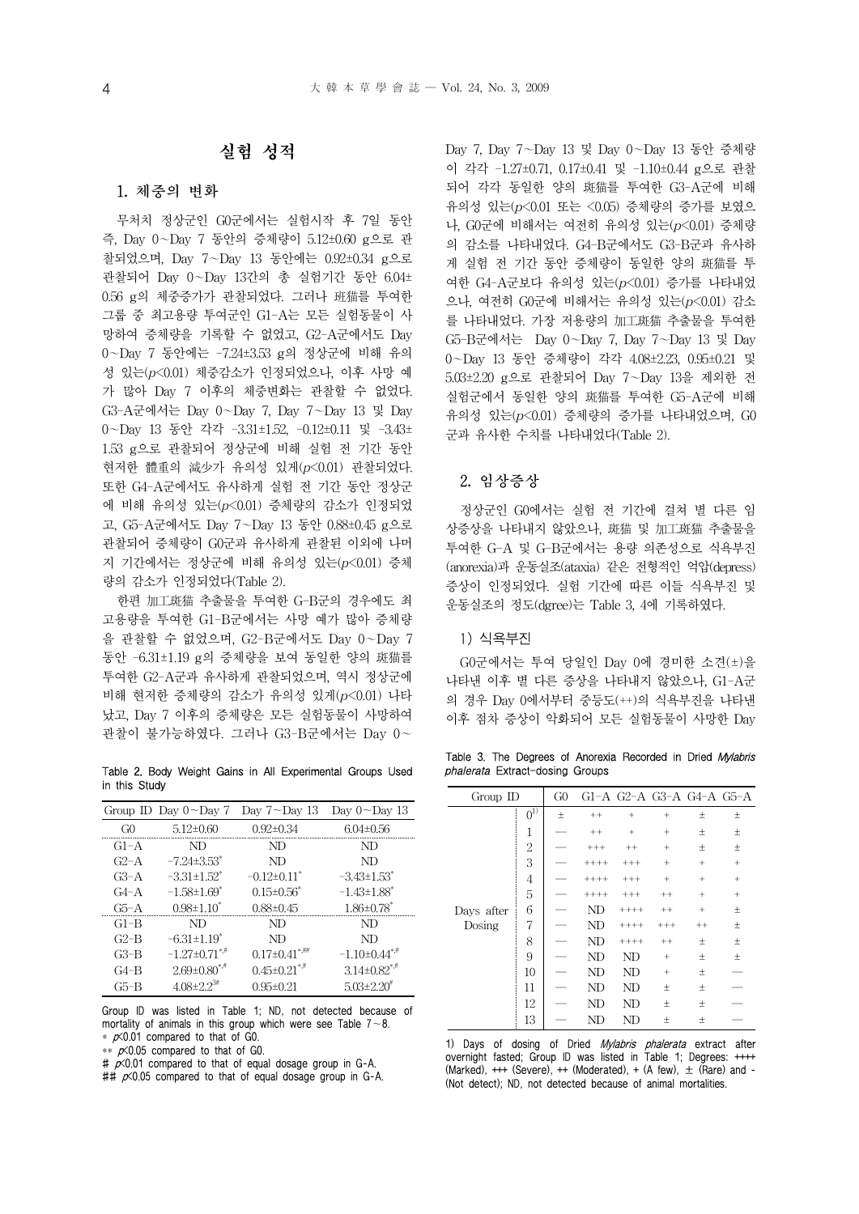## 실험 성적

### 1. 체중의 변화

무처치 정상군인 G0군에서는 실험시작 후 7일 동안 즉, Day 0~Day 7 동안의 증체량이 5.12±0.60 g으로 관찰되었으며, Day 7~Day 13 동안에는 0.92±0.34 g으로 관찰되어 Day 0~Day 13간의 총 실험기간 동안 6.04±0.56 g의 체중증가가 관찰되었다. 그러나 斑猫를 투여한 그룹 중 최고용량 투여군인 G1-A는 모든 실험동물이 사망하여 증체량을 기록할 수 없었고, G2-A군에서도 Day 0~Day 7 동안에는 -7.24±3.53 g의 정상군에 비해 유의성 있는($p$<0.01) 체중감소가 인정되었으나, 이후 사망 예가 많아 Day 7 이후의 체중변화는 관찰할 수 없었다. G3-A군에서는 Day 0~Day 7, Day 7~Day 13 및 Day 0~Day 13 동안 각각 -3.31±1.52, -0.12±0.11 및 -3.43±1.53 g으로 관찰되어 정상군에 비해 실험 전 기간 동안 현저한 體重의 減少가 유의성 있게($p$<0.01) 관찰되었다. 또한 G4-A군에서도 유사하게 실험 전 기간 동안 정상군에 비해 유의성 있는($p$<0.01) 증체량의 감소가 인정되었고, G5-A군에서도 Day 7~Day 13 동안 0.88±0.45 g으로 관찰되어 증체량이 G0군과 유사하게 관찰된 이외에 나머지 기간에서는 정상군에 비해 유의성 있는($p$<0.01) 증체량의 감소가 인정되었다(Table 2).

한편 加工斑猫 추출물을 투여한 G-B군의 경우에도 최고용량을 투여한 G1-B군에서는 사망 예가 많아 증체량을 관찰할 수 없었으며, G2-B군에서도 Day 0~Day 7 동안 -6.31±1.19 g의 증체량을 보여 동일한 양의 斑猫를 투여한 G2-A군과 유사하게 관찰되었으며, 역시 정상군에 비해 현저한 증체량의 감소가 유의성 있게($p$<0.01) 나타났고, Day 7 이후의 증체량은 모든 실험동물이 사망하여 관찰이 불가능하였다. 그러나 G3-B군에서는 Day 0~Day 7, Day 7~Day 13 및 Day 0~Day 13 동안 증체량이 각각 -1.27±0.71, 0.17±0.41 및 -1.10±0.44 g으로 관찰되어 각각 동일한 양의 斑猫를 투여한 G3-A군에 비해 유의성 있는($p$<0.01 또는 <0.05) 증체량의 증가를 보였으나, G0군에 비해서는 여전히 유의성 있는($p$<0.01) 증체량의 감소를 나타내었다. G4-B군에서도 G3-B군과 유사하게 실험 전 기간 동안 증체량이 동일한 양의 斑猫를 투여한 G4-A군보다 유의성 있는($p$<0.01) 증가를 나타내었으나, 여전히 G0군에 비해서는 유의성 있는($p$<0.01) 감소를 나타내었다. 가장 저용량의 加工斑猫 추출물을 투여한 G5-B군에서는 Day 0~Day 7, Day 7~Day 13 및 Day 0~Day 13 동안 증체량이 각각 4.08±2.23, 0.95±0.21 및 5.03±2.20 g으로 관찰되어 Day 7~Day 13을 제외한 전 실험군에서 동일한 양의 斑猫를 투여한 G5-A군에 비해 유의성 있는($p$<0.01) 증체량의 증가를 나타내었으며, G0군과 유사한 수치를 나타내었다(Table 2).

Table 2. Body Weight Gains in All Experimental Groups Used in this Study

| Group ID | Day 0~Day 7 | Day 7~Day 13 | Day 0~Day 13 |
|---|---|---|---|
| G0 | 5.12±0.60 | 0.92±0.34 | 6.04±0.56 |
| G1-A | ND | ND | ND |
| G2-A | -7.24±3.53* | ND | ND |
| G3-A | -3.31±1.52* | -0.12±0.11* | -3.43±1.53* |
| G4-A | -1.58±1.69* | 0.15±0.56* | -1.43±1.88* |
| G5-A | 0.98±1.10* | 0.88±0.45 | 1.86±0.78* |
| G1-B | ND | ND | ND |
| G2-B | -6.31±1.19* | ND | ND |
| G3-B | -1.27±0.71*,# | 0.17±0.41*,## | -1.10±0.44*,# |
| G4-B | 2.69±0.80*,# | 0.45±0.21*,# | 3.14±0.82*,# |
| G5-B | 4.08±2.23# | 0.95±0.21 | 5.03±2.20# |

Group ID was listed in Table 1; ND, not detected because of mortality of animals in this group which were see Table 7~8.
* $p$<0.01 compared to that of G0.
** $p$<0.05 compared to that of G0.
# $p$<0.01 compared to that of equal dosage group in G-A.
## $p$<0.05 compared to that of equal dosage group in G-A.

### 2. 임상증상

정상군인 G0에서는 실험 전 기간에 걸쳐 별 다른 임상증상을 나타내지 않았으나, 斑猫 및 加工斑猫 추출물을 투여한 G-A 및 G-B군에서는 용량 의존성으로 식욕부진(anorexia)과 운동실조(ataxia) 같은 전형적인 억압(depress) 증상이 인정되었다. 실험 기간에 따른 이들 식욕부진 및 운동실조의 정도(dgree)는 Table 3, 4에 기록하였다.

#### 1) 식욕부진

G0군에서는 투여 당일인 Day 0에 경미한 소견(±)을 나타낸 이후 별 다른 증상을 나타내지 않았으나, G1-A군의 경우 Day 0에서부터 중등도(++)의 식욕부진을 나타낸 이후 점차 증상이 악화되어 모든 실험동물이 사망한 Day

Table 3. The Degrees of Anorexia Recorded in Dried *Mylabris phalerata* Extract-dosing Groups

| Group ID | | G0 | G1-A | G2-A | G3-A | G4-A | G5-A |
|---|---|---|---|---|---|---|---|
| Days after Dosing | 0[1] | ± | ++ | + | + | ± | ± |
| | 1 | — | ++ | + | + | ± | ± |
| | 2 | — | +++ | ++ | + | ± | ± |
| | 3 | — | ++++ | +++ | + | + | + |
| | 4 | — | ++++ | +++ | + | + | + |
| | 5 | — | ++++ | +++ | ++ | + | + |
| | 6 | — | ND | ++++ | ++ | + | ± |
| | 7 | — | ND | ++++ | +++ | ++ | ± |
| | 8 | — | ND | ++++ | ++ | ± | ± |
| | 9 | — | ND | ND | + | ± | ± |
| | 10 | — | ND | ND | + | ± | — |
| | 11 | — | ND | ND | ± | ± | — |
| | 12 | — | ND | ND | ± | ± | — |
| | 13 | — | ND | ND | ± | ± | — |

1) Days of dosing of Dried *Mylabris phalerata* extract after overnight fasted; Group ID was listed in Table 1; Degrees: ++++ (Marked), +++ (Severe), ++ (Moderated), + (A few), ± (Rare) and - (Not detect); ND, not detected because of animal mortalities.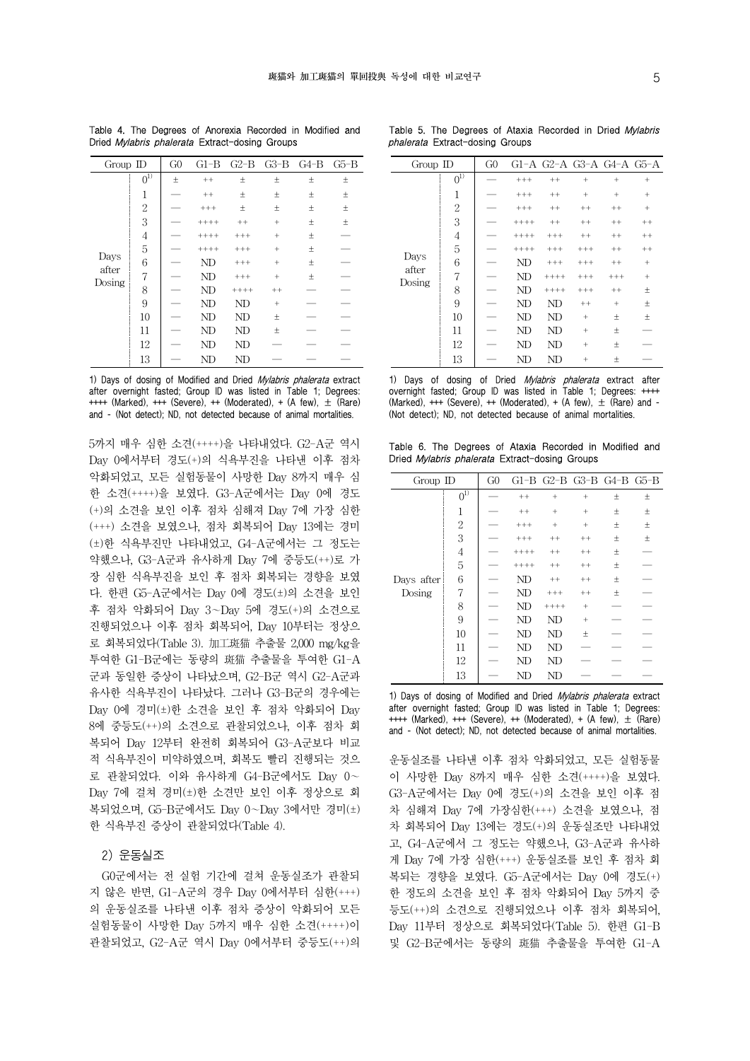Table 4. The Degrees of Anorexia Recorded in Modified and Dried *Mylabris phalerata* Extract-dosing Groups

| Group ID | | G0 | G1-B | G2-B | G3-B | G4-B | G5-B |
|---|---|---|---|---|---|---|---|
| Days after Dosing | 0[1)] | ± | ++ | ± | ± | ± | ± |
| | 1 | — | ++ | ± | ± | ± | ± |
| | 2 | — | +++ | ± | ± | ± | ± |
| | 3 | — | ++++ | ++ | + | ± | ± |
| | 4 | — | ++++ | +++ | + | ± | — |
| | 5 | — | ++++ | +++ | + | ± | — |
| | 6 | — | ND | +++ | + | ± | — |
| | 7 | — | ND | +++ | + | ± | — |
| | 8 | — | ND | ++++ | ++ | — | — |
| | 9 | — | ND | ND | + | — | — |
| | 10 | — | ND | ND | ± | — | — |
| | 11 | — | ND | ND | ± | — | — |
| | 12 | — | ND | ND | — | — | — |
| | 13 | — | ND | ND | — | — | — |

1) Days of dosing of Modified and Dried *Mylabris phalerata* extract after overnight fasted; Group ID was listed in Table 1; Degrees: ++++ (Marked), +++ (Severe), ++ (Moderated), + (A few), ± (Rare) and - (Not detect); ND, not detected because of animal mortalities.

5까지 매우 심한 소견(++++)을 나타내었다. G2-A군 역시 Day 0에서부터 경도(+)의 식욕부진을 나타낸 이후 점차 악화되었고, 모든 실험동물이 사망한 Day 8까지 매우 심한 소견(++++)을 보였다. G3-A군에서는 Day 0에 경도(+)의 소견을 보인 이후 점차 심해져 Day 7에 가장 심한(+++) 소견을 보였으나, 점차 회복되어 Day 13에는 경미(±)한 식욕부진만 나타내었고, G4-A군에서는 그 정도는 약했으나, G3-A군과 유사하게 Day 7에 중등도(++)로 가장 심한 식욕부진을 보인 후 점차 회복되는 경향을 보였다. 한편 G5-A군에서는 Day 0에 경도(±)의 소견을 보인 후 점차 악화되어 Day 3~Day 5에 경도(+)의 소견으로 진행되었으나 이후 점차 회복되어, Day 10부터는 정상으로 회복되었다(Table 3). 加工斑猫 추출물 2,000 mg/kg을 투여한 G1-B군에는 동량의 斑猫 추출물을 투여한 G1-A군과 동일한 증상이 나타났으며, G2-B군 역시 G2-A군과 유사한 식욕부진이 나타났다. 그러나 G3-B군의 경우에는 Day 0에 경미(±)한 소견을 보인 후 점차 악화되어 Day 8에 중등도(++)의 소견으로 관찰되었으나, 이후 점차 회복되어 Day 12부터 완전히 회복되어 G3-A군보다 비교적 식욕부진이 미약하였으며, 회복도 빨리 진행되는 것으로 관찰되었다. 이와 유사하게 G4-B군에서도 Day 0~Day 7에 걸쳐 경미(±)한 소견만 보인 이후 정상으로 회복되었으며, G5-B군에서도 Day 0~Day 3에서만 경미(±)한 식욕부진 증상이 관찰되었다(Table 4).

### 2) 운동실조

G0군에서는 전 실험 기간에 걸쳐 운동실조가 관찰되지 않은 반면, G1-A군의 경우 Day 0에서부터 심한(+++)의 운동실조를 나타낸 이후 점차 증상이 악화되어 모든 실험동물이 사망한 Day 5까지 매우 심한 소견(++++)이 관찰되었고, G2-A군 역시 Day 0에서부터 중등도(++)의

Table 5. The Degrees of Ataxia Recorded in Dried *Mylabris phalerata* Extract-dosing Groups

| Group ID | | G0 | G1-A | G2-A | G3-A | G4-A | G5-A |
|---|---|---|---|---|---|---|---|
| Days after Dosing | 0[1)] | — | +++ | ++ | + | + | + |
| | 1 | — | +++ | ++ | + | + | + |
| | 2 | — | +++ | ++ | ++ | ++ | + |
| | 3 | — | ++++ | ++ | ++ | ++ | ++ |
| | 4 | — | ++++ | +++ | ++ | ++ | ++ |
| | 5 | — | ++++ | +++ | +++ | ++ | ++ |
| | 6 | — | ND | +++ | +++ | ++ | + |
| | 7 | — | ND | ++++ | +++ | +++ | + |
| | 8 | — | ND | ++++ | +++ | ++ | ± |
| | 9 | — | ND | ND | ++ | + | ± |
| | 10 | — | ND | ND | + | ± | ± |
| | 11 | — | ND | ND | + | ± | — |
| | 12 | — | ND | ND | + | ± | — |
| | 13 | — | ND | ND | + | ± | — |

1) Days of dosing of Dried *Mylabris phalerata* extract after overnight fasted; Group ID was listed in Table 1; Degrees: ++++ (Marked), +++ (Severe), ++ (Moderated), + (A few), ± (Rare) and - (Not detect); ND, not detected because of animal mortalities.

Table 6. The Degrees of Ataxia Recorded in Modified and Dried *Mylabris phalerata* Extract-dosing Groups

| Group ID | | G0 | G1-B | G2-B | G3-B | G4-B | G5-B |
|---|---|---|---|---|---|---|---|
| Days after Dosing | 0[1)] | — | ++ | + | + | ± | ± |
| | 1 | — | ++ | + | + | ± | ± |
| | 2 | — | +++ | + | + | ± | ± |
| | 3 | — | +++ | ++ | ++ | ± | ± |
| | 4 | — | ++++ | ++ | ++ | ± | — |
| | 5 | — | ++++ | ++ | ++ | ± | — |
| | 6 | — | ND | ++ | ++ | ± | — |
| | 7 | — | ND | +++ | ++ | ± | — |
| | 8 | — | ND | ++++ | + | — | — |
| | 9 | — | ND | ND | + | — | — |
| | 10 | — | ND | ND | ± | — | — |
| | 11 | — | ND | ND | — | — | — |
| | 12 | — | ND | ND | — | — | — |
| | 13 | — | ND | ND | — | — | — |

1) Days of dosing of Modified and Dried *Mylabris phalerata* extract after overnight fasted; Group ID was listed in Table 1; Degrees: ++++ (Marked), +++ (Severe), ++ (Moderated), + (A few), ± (Rare) and - (Not detect); ND, not detected because of animal mortalities.

운동실조를 나타낸 이후 점차 악화되었고, 모든 실험동물이 사망한 Day 8까지 매우 심한 소견(++++)을 보였다. G3-A군에서는 Day 0에 경도(+)의 소견을 보인 이후 점차 심해져 Day 7에 가장심한(+++) 소견을 보였으나, 점차 회복되어 Day 13에는 경도(+)의 운동실조만 나타내었고, G4-A군에서 그 정도는 약했으나, G3-A군과 유사하게 Day 7에 가장 심한(+++) 운동실조를 보인 후 점차 회복되는 경향을 보였다. G5-A군에서는 Day 0에 경도(+)한 정도의 소견을 보인 후 점차 악화되어 Day 5까지 중등도(++)의 소견으로 진행되었으나 이후 점차 회복되어, Day 11부터 정상으로 회복되었다(Table 5). 한편 G1-B 및 G2-B군에서는 동량의 斑猫 추출물을 투여한 G1-A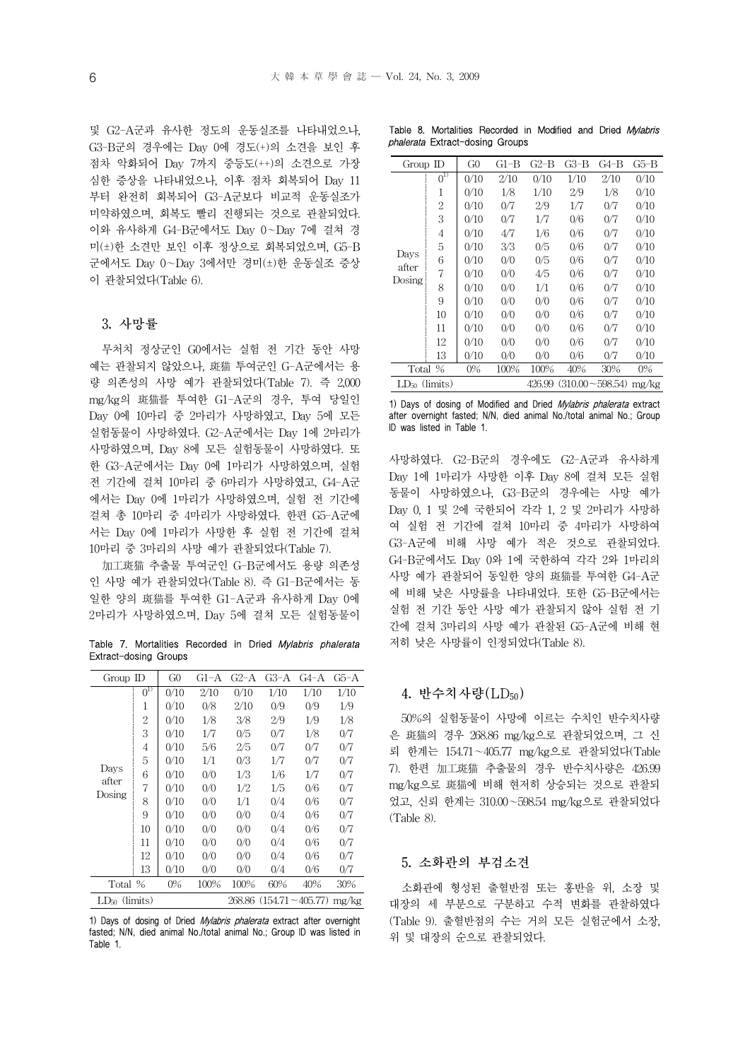및 G2-A군과 유사한 정도의 운동실조를 나타내었으나, G3-B군의 경우에는 Day 0에 경도(+)의 소견을 보인 후 점차 악화되어 Day 7까지 중등도(++)의 소견으로 가장 심한 증상을 나타내었으나, 이후 점차 회복되어 Day 11부터 완전히 회복되어 G3-A군보다 비교적 운동실조가 미약하였으며, 회복도 빨리 진행되는 것으로 관찰되었다. 이와 유사하게 G4-B군에서도 Day 0∼Day 7에 걸쳐 경미(±)한 소견만 보인 이후 정상으로 회복되었으며, G5-B군에서도 Day 0∼Day 3에서만 경미(±)한 운동실조 증상이 관찰되었다(Table 6).

### 3. 사망률

무처치 정상군인 G0에서는 실험 전 기간 동안 사망예는 관찰되지 않았으나, 斑猫 투여군인 G-A군에서는 용량 의존성의 사망 예가 관찰되었다(Table 7). 즉 2,000 mg/kg의 斑猫를 투여한 G1-A군의 경우, 투여 당일인 Day 0에 10마리 중 2마리가 사망하였고, Day 5에 모든 실험동물이 사망하였다. G2-A군에서는 Day 1에 2마리가 사망하였으며, Day 8에 모든 실험동물이 사망하였다. 또한 G3-A군에서는 Day 0에 1마리가 사망하였으며, 실험 전 기간에 걸쳐 10마리 중 6마리가 사망하였고, G4-A군에서는 Day 0에 1마리가 사망하였으며, 실험 전 기간에 걸쳐 총 10마리 중 4마리가 사망하였다. 한편 G5-A군에서는 Day 0에 1마리가 사망한 후 실험 전 기간에 걸쳐 10마리 중 3마리의 사망 예가 관찰되었다(Table 7).

加工斑猫 추출물 투여군인 G-B군에서도 용량 의존성인 사망 예가 관찰되었다(Table 8). 즉 G1-B군에서는 동일한 양의 斑猫를 투여한 G1-A군과 유사하게 Day 0에 2마리가 사망하였으며, Day 5에 걸쳐 모든 실험동물이 사망하였다. G2-B군의 경우에도 G2-A군과 유사하게 Day 1에 1마리가 사망한 이후 Day 8에 걸쳐 모든 실험동물이 사망하였으나, G3-B군의 경우에는 사망 예가 Day 0, 1 및 2에 국한되어 각각 1, 2 및 2마리가 사망하여 실험 전 기간에 걸쳐 10마리 중 4마리가 사망하여 G3-A군에 비해 사망 예가 적은 것으로 관찰되었다. G4-B군에서도 Day 0와 1에 국한하여 각각 2와 1마리의 사망 예가 관찰되어 동일한 양의 斑猫를 투여한 G4-A군에 비해 낮은 사망률을 나타내었다. 또한 G5-B군에서는 실험 전 기간 동안 사망 예가 관찰되지 않아 실험 전 기간에 걸쳐 3마리의 사망 예가 관찰된 G5-A군에 비해 현저히 낮은 사망률이 인정되었다(Table 8).

Table 7. Mortalities Recorded in Dried *Mylabris phalerata* Extract-dosing Groups

| Group ID | | G0 | G1-A | G2-A | G3-A | G4-A | G5-A |
|---|---|---|---|---|---|---|---|
| Days after Dosing | 0[1] | 0/10 | 2/10 | 0/10 | 1/10 | 1/10 | 1/10 |
| | 1 | 0/10 | 0/8 | 2/10 | 0/9 | 0/9 | 1/9 |
| | 2 | 0/10 | 1/8 | 3/8 | 2/9 | 1/9 | 1/8 |
| | 3 | 0/10 | 1/7 | 0/5 | 0/7 | 1/8 | 0/7 |
| | 4 | 0/10 | 5/6 | 2/5 | 0/7 | 0/7 | 0/7 |
| | 5 | 0/10 | 1/1 | 0/3 | 1/7 | 0/7 | 0/7 |
| | 6 | 0/10 | 0/0 | 1/3 | 1/6 | 1/7 | 0/7 |
| | 7 | 0/10 | 0/0 | 1/2 | 1/5 | 0/6 | 0/7 |
| | 8 | 0/10 | 0/0 | 1/1 | 0/4 | 0/6 | 0/7 |
| | 9 | 0/10 | 0/0 | 0/0 | 0/4 | 0/6 | 0/7 |
| | 10 | 0/10 | 0/0 | 0/0 | 0/4 | 0/6 | 0/7 |
| | 11 | 0/10 | 0/0 | 0/0 | 0/4 | 0/6 | 0/7 |
| | 12 | 0/10 | 0/0 | 0/0 | 0/4 | 0/6 | 0/7 |
| | 13 | 0/10 | 0/0 | 0/0 | 0/4 | 0/6 | 0/7 |
| Total % | | 0% | 100% | 100% | 60% | 40% | 30% |
| $LD_{50}$ (limits) | | 268.86 (154.71∼405.77) mg/kg | | | | | |

1) Days of dosing of Dried *Mylabris phalerata* extract after overnight fasted; N/N, died animal No./total animal No.; Group ID was listed in Table 1.

Table 8. Mortalities Recorded in Modified and Dried *Mylabris phalerata* Extract-dosing Groups

| Group ID | | G0 | G1-B | G2-B | G3-B | G4-B | G5-B |
|---|---|---|---|---|---|---|---|
| Days after Dosing | 0[1] | 0/10 | 2/10 | 0/10 | 1/10 | 2/10 | 0/10 |
| | 1 | 0/10 | 1/8 | 1/10 | 2/9 | 1/8 | 0/10 |
| | 2 | 0/10 | 0/7 | 2/9 | 1/7 | 0/7 | 0/10 |
| | 3 | 0/10 | 0/7 | 1/7 | 0/6 | 0/7 | 0/10 |
| | 4 | 0/10 | 4/7 | 1/6 | 0/6 | 0/7 | 0/10 |
| | 5 | 0/10 | 3/3 | 0/5 | 0/6 | 0/7 | 0/10 |
| | 6 | 0/10 | 0/0 | 0/5 | 0/6 | 0/7 | 0/10 |
| | 7 | 0/10 | 0/0 | 4/5 | 0/6 | 0/7 | 0/10 |
| | 8 | 0/10 | 0/0 | 1/1 | 0/6 | 0/7 | 0/10 |
| | 9 | 0/10 | 0/0 | 0/0 | 0/6 | 0/7 | 0/10 |
| | 10 | 0/10 | 0/0 | 0/0 | 0/6 | 0/7 | 0/10 |
| | 11 | 0/10 | 0/0 | 0/0 | 0/6 | 0/7 | 0/10 |
| | 12 | 0/10 | 0/0 | 0/0 | 0/6 | 0/7 | 0/10 |
| | 13 | 0/10 | 0/0 | 0/0 | 0/6 | 0/7 | 0/10 |
| Total % | | 0% | 100% | 100% | 40% | 30% | 0% |
| $LD_{50}$ (limits) | | 426.99 (310.00∼598.54) mg/kg | | | | | |

1) Days of dosing of Modified and Dried *Mylabris phalerata* extract after overnight fasted; N/N, died animal No./total animal No.; Group ID was listed in Table 1.

### 4. 반수치사량($LD_{50}$)

50%의 실험동물이 사망에 이르는 수치인 반수치사량은 斑猫의 경우 268.86 mg/kg으로 관찰되었으며, 그 신뢰 한계는 154.71∼405.77 mg/kg으로 관찰되었다(Table 7). 한편 加工斑猫 추출물의 경우 반수치사량은 426.99 mg/kg으로 斑猫에 비해 현저히 상승되는 것으로 관찰되었고, 신뢰 한계는 310.00∼598.54 mg/kg으로 관찰되었다(Table 8).

### 5. 소화관의 부검소견

소화관에 형성된 출혈반점 또는 홍반을 위, 소장 및 대장의 세 부분으로 구분하고 수적 변화를 관찰하였다(Table 9). 출혈반점의 수는 거의 모든 실험군에서 소장, 위 및 대장의 순으로 관찰되었다.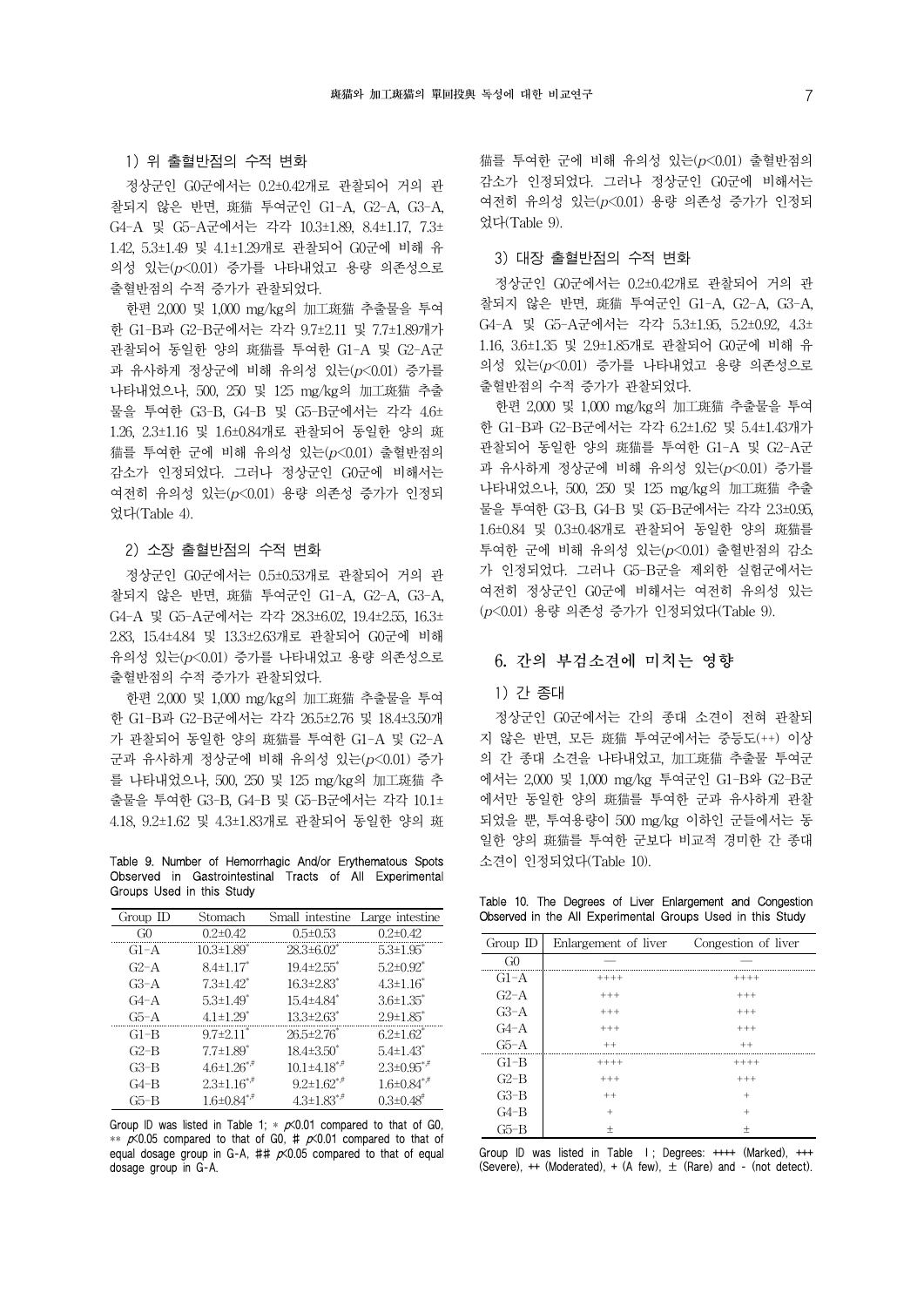### 1) 위 출혈반점의 수적 변화

정상군인 G0군에서는 0.2±0.42개로 관찰되어 거의 관찰되지 않은 반면, 斑猫 투여군인 G1-A, G2-A, G3-A, G4-A 및 G5-A군에서는 각각 10.3±1.89, 8.4±1.17, 7.3±1.42, 5.3±1.49 및 4.1±1.29개로 관찰되어 G0군에 비해 유의성 있는($p$<0.01) 증가를 나타내었고 용량 의존성으로 출혈반점의 수적 증가가 관찰되었다.

한편 2,000 및 1,000 mg/kg의 加工斑猫 추출물을 투여한 G1-B과 G2-B군에서는 각각 9.7±2.11 및 7.7±1.89개가 관찰되어 동일한 양의 斑猫를 투여한 G1-A 및 G2-A군과 유사하게 정상군에 비해 유의성 있는($p$<0.01) 증가를 나타내었으나, 500, 250 및 125 mg/kg의 加工斑猫 추출물을 투여한 G3-B, G4-B 및 G5-B군에서는 각각 4.6±1.26, 2.3±1.16 및 1.6±0.84개로 관찰되어 동일한 양의 斑猫를 투여한 군에 비해 유의성 있는($p$<0.01) 출혈반점의 감소가 인정되었다. 그러나 정상군인 G0군에 비해서는 여전히 유의성 있는($p$<0.01) 용량 의존성 증가가 인정되었다(Table 4).

### 2) 소장 출혈반점의 수적 변화

정상군인 G0군에서는 0.5±0.53개로 관찰되어 거의 관찰되지 않은 반면, 斑猫 투여군인 G1-A, G2-A, G3-A, G4-A 및 G5-A군에서는 각각 28.3±6.02, 19.4±2.55, 16.3±2.83, 15.4±4.84 및 13.3±2.63개로 관찰되어 G0군에 비해 유의성 있는($p$<0.01) 증가를 나타내었고 용량 의존성으로 출혈반점의 수적 증가가 관찰되었다.

한편 2,000 및 1,000 mg/kg의 加工斑猫 추출물을 투여한 G1-B과 G2-B군에서는 각각 26.5±2.76 및 18.4±3.50개가 관찰되어 동일한 양의 斑猫를 투여한 G1-A 및 G2-A 군과 유사하게 정상군에 비해 유의성 있는($p$<0.01) 증가를 나타내었으나, 500, 250 및 125 mg/kg의 加工斑猫 추출물을 투여한 G3-B, G4-B 및 G5-B군에서는 각각 10.1±4.18, 9.2±1.62 및 4.3±1.83개로 관찰되어 동일한 양의 斑猫를 투여한 군에 비해 유의성 있는($p$<0.01) 출혈반점의 감소가 인정되었다. 그러나 정상군인 G0군에 비해서는 여전히 유의성 있는($p$<0.01) 용량 의존성 증가가 인정되었다(Table 9).

Table 9. Number of Hemorrhagic And/or Erythematous Spots Observed in Gastrointestinal Tracts of All Experimental Groups Used in this Study

| Group ID | Stomach | Small intestine | Large intestine |
|---|---|---|---|
| G0 | 0.2±0.42 | 0.5±0.53 | 0.2±0.42 |
| G1-A | 10.3±1.89* | 28.3±6.02* | 5.3±1.95* |
| G2-A | 8.4±1.17* | 19.4±2.55* | 5.2±0.92* |
| G3-A | 7.3±1.42* | 16.3±2.83* | 4.3±1.16* |
| G4-A | 5.3±1.49* | 15.4±4.84* | 3.6±1.35* |
| G5-A | 4.1±1.29* | 13.3±2.63* | 2.9±1.85* |
| G1-B | 9.7±2.11* | 26.5±2.76* | 6.2±1.62* |
| G2-B | 7.7±1.89* | 18.4±3.50* | 5.4±1.43* |
| G3-B | 4.6±1.26*,# | 10.1±4.18*,# | 2.3±0.95*,# |
| G4-B | 2.3±1.16*,# | 9.2±1.62*,# | 1.6±0.84*,# |
| G5-B | 1.6±0.84*,# | 4.3±1.83*,# | 0.3±0.48# |

Group ID was listed in Table 1; * $p$<0.01 compared to that of G0, ** $p$<0.05 compared to that of G0, # $p$<0.01 compared to that of equal dosage group in G-A, ## $p$<0.05 compared to that of equal dosage group in G-A.

### 3) 대장 출혈반점의 수적 변화

정상군인 G0군에서는 0.2±0.42개로 관찰되어 거의 관찰되지 않은 반면, 斑猫 투여군인 G1-A, G2-A, G3-A, G4-A 및 G5-A군에서는 각각 5.3±1.95, 5.2±0.92, 4.3±1.16, 3.6±1.35 및 2.9±1.85개로 관찰되어 G0군에 비해 유의성 있는($p$<0.01) 증가를 나타내었고 용량 의존성으로 출혈반점의 수적 증가가 관찰되었다.

한편 2,000 및 1,000 mg/kg의 加工斑猫 추출물을 투여한 G1-B과 G2-B군에서는 각각 6.2±1.62 및 5.4±1.43개가 관찰되어 동일한 양의 斑猫를 투여한 G1-A 및 G2-A군과 유사하게 정상군에 비해 유의성 있는($p$<0.01) 증가를 나타내었으나, 500, 250 및 125 mg/kg의 加工斑猫 추출물을 투여한 G3-B, G4-B 및 G5-B군에서는 각각 2.3±0.95, 1.6±0.84 및 0.3±0.48개로 관찰되어 동일한 양의 斑猫를 투여한 군에 비해 유의성 있는($p$<0.01) 출혈반점의 감소가 인정되었다. 그러나 G5-B군을 제외한 실험군에서는 여전히 정상군인 G0군에 비해서는 여전히 유의성 있는 ($p$<0.01) 용량 의존성 증가가 인정되었다(Table 9).

## 6. 간의 부검소견에 미치는 영향

### 1) 간 종대

정상군인 G0군에서는 간의 종대 소견이 전혀 관찰되지 않은 반면, 모든 斑猫 투여군에서는 중등도(++) 이상의 간 종대 소견을 나타내었고, 加工斑猫 추출물 투여군에서는 2,000 및 1,000 mg/kg 투여군인 G1-B와 G2-B군에서만 동일한 양의 斑猫를 투여한 군과 유사하게 관찰되었을 뿐, 투여용량이 500 mg/kg 이하인 군들에서는 동일한 양의 斑猫를 투여한 군보다 비교적 경미한 간 종대 소견이 인정되었다(Table 10).

Table 10. The Degrees of Liver Enlargement and Congestion Observed in the All Experimental Groups Used in this Study

| Group ID | Enlargement of liver | Congestion of liver |
|---|---|---|
| G0 | — | — |
| G1-A | ++++ | ++++ |
| G2-A | +++ | +++ |
| G3-A | +++ | +++ |
| G4-A | +++ | +++ |
| G5-A | ++ | ++ |
| G1-B | ++++ | ++++ |
| G2-B | +++ | +++ |
| G3-B | ++ | + |
| G4-B | + | + |
| G5-B | ± | ± |

Group ID was listed in Table I; Degrees: ++++ (Marked), +++ (Severe), ++ (Moderated), + (A few), ± (Rare) and - (not detect).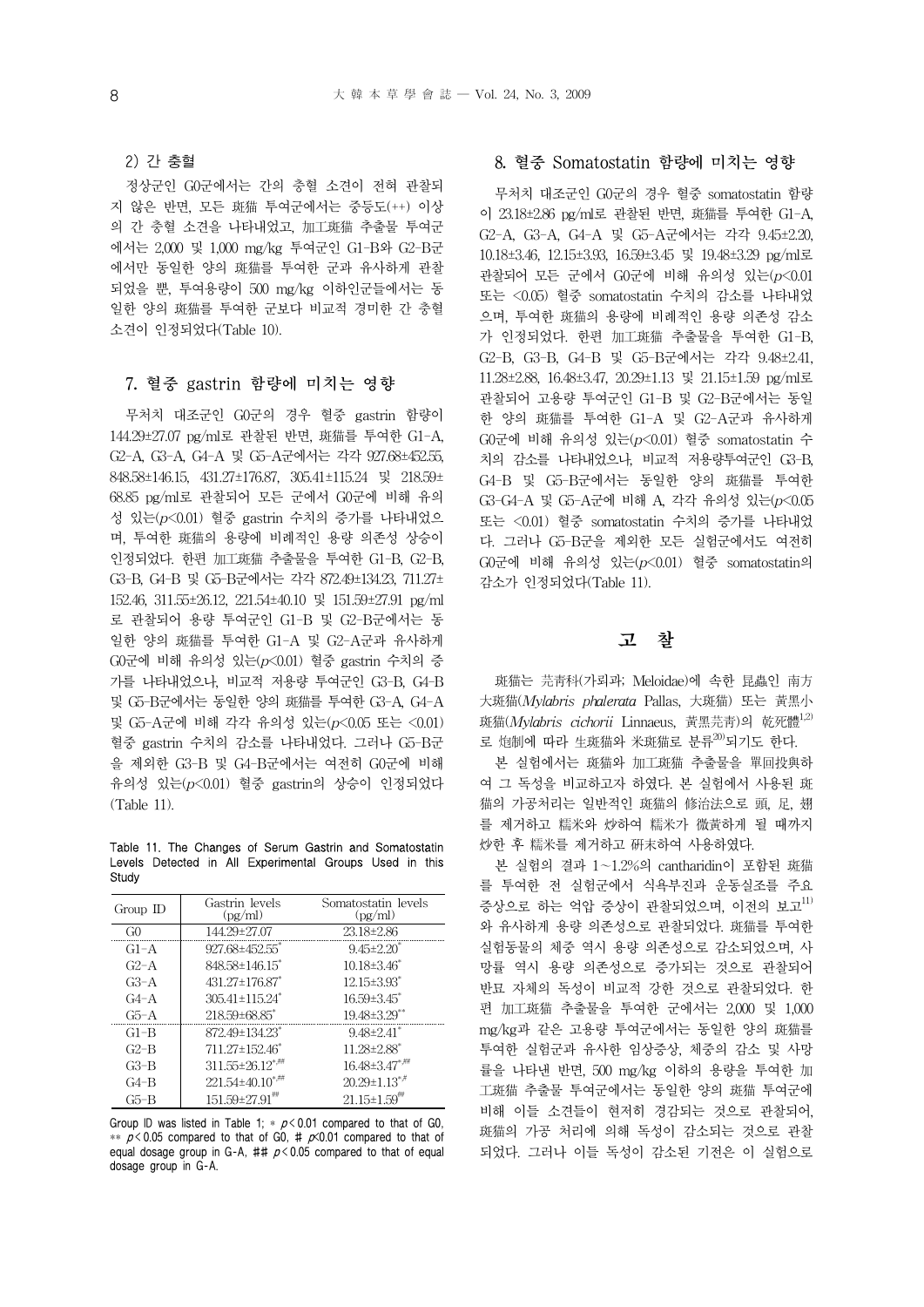2) 간 충혈

정상군인 G0군에서는 간의 충혈 소견이 전혀 관찰되지 않은 반면, 모든 斑猫 투여군에서는 중등도(++) 이상의 간 충혈 소견을 나타내었고, 加工斑猫 추출물 투여군에서는 2,000 및 1,000 mg/kg 투여군인 G1-B와 G2-B군에서만 동일한 양의 斑猫를 투여한 군과 유사하게 관찰되었을 뿐, 투여용량이 500 mg/kg 이하인군들에서는 동일한 양의 斑猫를 투여한 군보다 비교적 경미한 간 충혈 소견이 인정되었다(Table 10).

## 7. 혈중 gastrin 함량에 미치는 영향

무처치 대조군인 G0군의 경우 혈중 gastrin 함량이 144.29±27.07 pg/ml로 관찰된 반면, 斑猫를 투여한 G1-A, G2-A, G3-A, G4-A 및 G5-A군에서는 각각 927.68±452.55, 848.58±146.15, 431.27±176.87, 305.41±115.24 및 218.59±68.85 pg/ml로 관찰되어 모든 군에서 G0군에 비해 유의성 있는($p$<0.01) 혈중 gastrin 수치의 증가를 나타내었으며, 투여한 斑猫의 용량에 비례적인 용량 의존성 상승이 인정되었다. 한편 加工斑猫 추출물을 투여한 G1-B, G2-B, G3-B, G4-B 및 G5-B군에서는 각각 872.49±134.23, 711.27±152.46, 311.55±26.12, 221.54±40.10 및 151.59±27.91 pg/ml로 관찰되어 고용량 투여군인 G1-B 및 G2-B군에서는 동일한 양의 斑猫를 투여한 G1-A 및 G2-A군과 유사하게 G0군에 비해 유의성 있는($p$<0.01) 혈중 gastrin 수치의 증가를 나타내었으나, 비교적 저용량 투여군인 G3-B, G4-B 및 G5-B군에서는 동일한 양의 斑猫를 투여한 G3-A, G4-A 및 G5-A군에 비해 각각 유의성 있는($p$<0.05 또는 <0.01) 혈중 gastrin 수치의 감소를 나타내었다. 그러나 G5-B군을 제외한 G3-B 및 G4-B군에서는 여전히 G0군에 비해 유의성 있는($p$<0.01) 혈중 gastrin의 상승이 인정되었다 (Table 11).

Table 11. The Changes of Serum Gastrin and Somatostatin Levels Detected in All Experimental Groups Used in this Study

| Group ID | Gastrin levels (pg/ml) | Somatostatin levels (pg/ml) |
|---|---|---|
| G0 | 144.29±27.07 | 23.18±2.86 |
| G1-A | 927.68±452.55* | 9.45±2.20* |
| G2-A | 848.58±146.15* | 10.18±3.46* |
| G3-A | 431.27±176.87* | 12.15±3.93* |
| G4-A | 305.41±115.24* | 16.59±3.45* |
| G5-A | 218.59±68.85* | 19.48±3.29** |
| G1-B | 872.49±134.23* | 9.48±2.41* |
| G2-B | 711.27±152.46* | 11.28±2.88* |
| G3-B | 311.55±26.12*,## | 16.48±3.47*,## |
| G4-B | 221.54±40.10*,## | 20.29±1.13*,# |
| G5-B | 151.59±27.91## | 21.15±1.59## |

Group ID was listed in Table 1; * $p$ < 0.01 compared to that of G0, ** $p$ < 0.05 compared to that of G0, # $p$<0.01 compared to that of equal dosage group in G-A, ## $p$ < 0.05 compared to that of equal dosage group in G-A.

## 8. 혈중 Somatostatin 함량에 미치는 영향

무처치 대조군인 G0군의 경우 혈중 somatostatin 함량이 23.18±2.86 pg/ml로 관찰된 반면, 斑猫를 투여한 G1-A, G2-A, G3-A, G4-A 및 G5-A군에서는 각각 9.45±2.20, 10.18±3.46, 12.15±3.93, 16.59±3.45 및 19.48±3.29 pg/ml로 관찰되어 모든 군에서 G0군에 비해 유의성 있는($p$<0.01 또는 <0.05) 혈중 somatostatin 수치의 감소를 나타내었으며, 투여한 斑猫의 용량에 비례적인 용량 의존성 감소가 인정되었다. 한편 加工斑猫 추출물을 투여한 G1-B, G2-B, G3-B, G4-B 및 G5-B군에서는 각각 9.48±2.41, 11.28±2.88, 16.48±3.47, 20.29±1.13 및 21.15±1.59 pg/ml로 관찰되어 고용량 투여군인 G1-B 및 G2-B군에서는 동일한 양의 斑猫를 투여한 G1-A 및 G2-A군과 유사하게 G0군에 비해 유의성 있는($p$<0.01) 혈중 somatostatin 수치의 감소를 나타내었으나, 비교적 저용량투여군인 G3-B, G4-B 및 G5-B군에서는 동일한 양의 斑猫를 투여한 G3-G4-A 및 G5-A군에 비해 A, 각각 유의성 있는($p$<0.05 또는 <0.01) 혈중 somatostatin 수치의 증가를 나타내었다. 그러나 G5-B군을 제외한 모든 실험군에서도 여전히 G0군에 비해 유의성 있는($p$<0.01) 혈중 somatostatin의 감소가 인정되었다(Table 11).

# 고 찰

斑猫는 芫靑科(가뢰과; Meloidae)에 속한 昆蟲인 南方大斑猫(*Mylabris phalerata* Pallas, 大斑猫) 또는 黃黑小斑猫(*Mylabris cichorii* Linnaeus, 黃黑芫靑)의 乾死體[1,2]로 炮制에 따라 生斑猫와 米斑猫로 분류[20]되기도 한다.

본 실험에서는 斑猫와 加工斑猫 추출물을 單回投與하여 그 독성을 비교하고자 하였다. 본 실험에서 사용된 斑猫의 가공처리는 일반적인 斑猫의 修治法으로 頭, 足, 翅를 제거하고 糯米와 炒하여 糯米가 微黃하게 될 때까지 炒한 후 糯米를 제거하고 研末하여 사용하였다.

본 실험의 결과 1~1.2%의 cantharidin이 포함된 斑猫를 투여한 전 실험군에서 식욕부진과 운동실조를 주요 증상으로 하는 억압 증상이 관찰되었으며, 이전의 보고[11]와 유사하게 용량 의존성으로 관찰되었다. 斑猫를 투여한 실험동물의 체중 역시 용량 의존성으로 감소되었으며, 사망률 역시 용량 의존성으로 증가되는 것으로 관찰되어 斑猫 자체의 독성이 비교적 강한 것으로 관찰되었다. 한편 加工斑猫 추출물을 투여한 군에서는 2,000 및 1,000 mg/kg과 같은 고용량 투여군에서는 동일한 양의 斑猫를 투여한 실험군과 유사한 임상증상, 체중의 감소 및 사망률을 나타낸 반면, 500 mg/kg 이하의 용량을 투여한 加工斑猫 추출물 투여군에서는 동일한 양의 斑猫 투여군에 비해 이들 소견들이 현저히 경감되는 것으로 관찰되어, 斑猫의 가공 처리에 의해 독성이 감소되는 것으로 관찰되었다. 그러나 이들 독성이 감소된 기전은 이 실험으로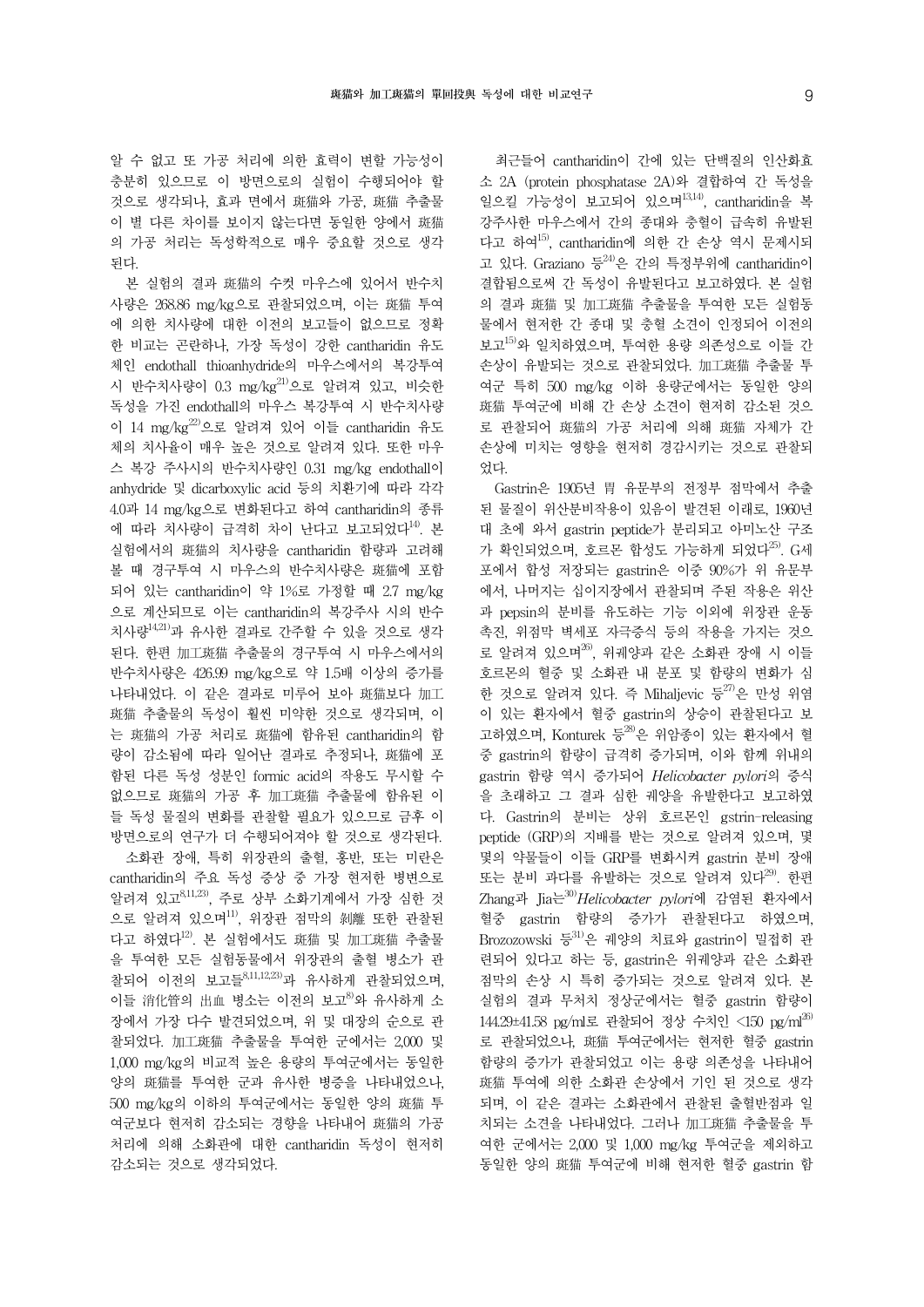알 수 없고 또 가공 처리에 의한 효력이 변할 가능성이 충분히 있으므로 이 방면으로의 실험이 수행되어야 할 것으로 생각되나, 효과 면에서 斑猫와 가공, 斑猫 추출물이 별 다른 차이를 보이지 않는다면 동일한 양에서 斑猫의 가공 처리는 독성학적으로 매우 중요할 것으로 생각된다.

본 실험의 결과 斑猫의 수컷 마우스에 있어서 반수치사량은 268.86 mg/kg으로 관찰되었으며, 이는 斑猫 투여에 의한 치사량에 대한 이전의 보고들이 없으므로 정확한 비교는 곤란하나, 가장 독성이 강한 cantharidin 유도체인 endothall thioanhydride의 마우스에서의 복강투여 시 반수치사량이 0.3 mg/kg[21]으로 알려져 있고, 비슷한 독성을 가진 endothall의 마우스 복강투여 시 반수치사량이 14 mg/kg[22]으로 알려져 있어 이들 cantharidin 유도체의 치사율이 매우 높은 것으로 알려져 있다. 또한 마우스 복강 주사시의 반수치사량인 0.31 mg/kg endothall이 anhydride 및 dicarboxylic acid 등의 치환기에 따라 각각 4.0과 14 mg/kg으로 변화된다고 하여 cantharidin의 종류에 따라 치사량이 급격히 차이 난다고 보고되었다[14]. 본 실험에서의 斑猫의 치사량을 cantharidin 함량과 고려해 볼 때 경구투여 시 마우스의 반수치사량은 斑猫에 포함되어 있는 cantharidin이 약 1%로 가정할 때 2.7 mg/kg으로 계산되므로 이는 cantharidin의 복강주사 시의 반수치사량[14,21]과 유사한 결과로 간주할 수 있을 것으로 생각된다. 한편 加工斑猫 추출물의 경구투여 시 마우스에서의 반수치사량은 426.99 mg/kg으로 약 1.5배 이상의 증가를 나타내었다. 이 같은 결과로 미루어 보아 斑猫보다 加工斑猫 추출물의 독성이 훨씬 미약한 것으로 생각되며, 이는 斑猫의 가공 처리로 斑猫에 함유된 cantharidin의 함량이 감소됨에 따라 일어난 결과로 추정되나, 斑猫에 포함된 다른 독성 성분인 formic acid의 작용도 무시할 수 없으므로 斑猫의 가공 후 加工斑猫 추출물에 함유된 이들 독성 물질의 변화를 관찰할 필요가 있으므로 금후 이 방면으로의 연구가 더 수행되어져야 할 것으로 생각된다.

소화관 장애, 특히 위장관의 출혈, 홍반, 또는 미란은 cantharidin의 주요 독성 증상 중 가장 현저한 병변으로 알려져 있고[8,11,23], 주로 상부 소화기계에서 가장 심한 것으로 알려져 있으며[11], 위장관 점막의 剝離 또한 관찰된다고 하였다[12]. 본 실험에서도 斑猫 및 加工斑猫 추출물을 투여한 모든 실험동물에서 위장관의 출혈 병소가 관찰되어 이전의 보고들[8,11,12,23]과 유사하게 관찰되었으며, 이들 消化管의 出血 병소는 이전의 보고[8]와 유사하게 소장에서 가장 다수 발견되었으며, 위 및 대장의 순으로 관찰되었다. 加工斑猫 추출물을 투여한 군에서는 2,000 및 1,000 mg/kg의 비교적 높은 용량의 투여군에서는 동일한 양의 斑猫를 투여한 군과 유사한 병증을 나타내었으나, 500 mg/kg의 이하의 투여군에서는 동일한 양의 斑猫 투여군보다 현저히 감소되는 경향을 나타내어 斑猫의 가공 처리에 의해 소화관에 대한 cantharidin 독성이 현저히 감소되는 것으로 생각되었다.

최근들어 cantharidin이 간에 있는 단백질의 인산화효소 2A (protein phosphatase 2A)와 결합하여 간 독성을 일으킬 가능성이 보고되어 있으며[13,14], cantharidin을 복강주사한 마우스에서 간의 종대와 충혈이 급속히 유발된다고 하여[15], cantharidin에 의한 간 손상 역시 문제시되고 있다. Graziano 등[24]은 간의 특정부위에 cantharidin이 결합됨으로써 간 독성이 유발된다고 보고하였다. 본 실험의 결과 斑猫 및 加工斑猫 추출물을 투여한 모든 실험동물에서 현저한 간 종대 및 충혈 소견이 인정되어 이전의 보고[15]와 일치하였으며, 투여한 용량 의존성으로 이들 간 손상이 유발되는 것으로 관찰되었다. 加工斑猫 추출물 투여군 특히 500 mg/kg 이하 용량군에서는 동일한 양의 斑猫 투여군에 비해 간 손상 소견이 현저히 감소된 것으로 관찰되어 斑猫의 가공 처리에 의해 斑猫 자체가 간 손상에 미치는 영향을 현저히 경감시키는 것으로 관찰되었다.

Gastrin은 1905년 胃 유문부의 전정부 점막에서 추출된 물질이 위산분비작용이 있음이 발견된 이래로, 1960년대 초에 와서 gastrin peptide가 분리되고 아미노산 구조가 확인되었으며, 호르몬 합성도 가능하게 되었다[25]. G세포에서 합성 저장되는 gastrin은 이중 90%가 위 유문부에서, 나머지는 십이지장에서 관찰되며 주된 작용은 위산과 pepsin의 분비를 유도하는 기능 이외에 위장관 운동 촉진, 위점막 벽세포 자극증식 등의 작용을 가지는 것으로 알려져 있으며[26], 위궤양과 같은 소화관 장애 시 이들 호르몬의 혈중 및 소화관 내 분포 및 함량의 변화가 심한 것으로 알려져 있다. 즉 Mihaljevic 등[27]은 만성 위염이 있는 환자에서 혈중 gastrin의 상승이 관찰된다고 보고하였으며, Konturek 등[28]은 위암종이 있는 환자에서 혈중 gastrin의 함량이 급격히 증가되며, 이와 함께 위내의 gastrin 함량 역시 증가되어 *Helicobacter pylori*의 증식을 초래하고 그 결과 심한 궤양을 유발한다고 보고하였다. Gastrin의 분비는 상위 호르몬인 gstrin-releasing peptide (GRP)의 지배를 받는 것으로 알려져 있으며, 몇몇의 약물들이 이들 GRP를 변화시켜 gastrin 분비 장애 또는 분비 과다를 유발하는 것으로 알려져 있다[29]. 한편 Zhang과 Jia는[30] *Helicobacter pylori*에 감염된 환자에서 혈중 gastrin 함량의 증가가 관찰된다고 하였으며, Brozozowski 등[31]은 궤양의 치료와 gastrin이 밀접히 관련되어 있다고 하는 등, gastrin은 위궤양과 같은 소화관 점막의 손상 시 특히 증가되는 것으로 알려져 있다. 본 실험의 결과 무처치 정상군에서는 혈중 gastrin 함량이 144.29±41.58 pg/ml로 관찰되어 정상 수치인 <150 pg/ml[26]로 관찰되었으나, 斑猫 투여군에서는 현저한 혈중 gastrin 함량의 증가가 관찰되었고 이는 용량 의존성을 나타내어 斑猫 투여에 의한 소화관 손상에서 기인 된 것으로 생각되며, 이 같은 결과는 소화관에서 관찰된 출혈반점과 일치되는 소견을 나타내었다. 그러나 加工斑猫 추출물을 투여한 군에서는 2,000 및 1,000 mg/kg 투여군을 제외하고 동일한 양의 斑猫 투여군에 비해 현저한 혈중 gastrin 함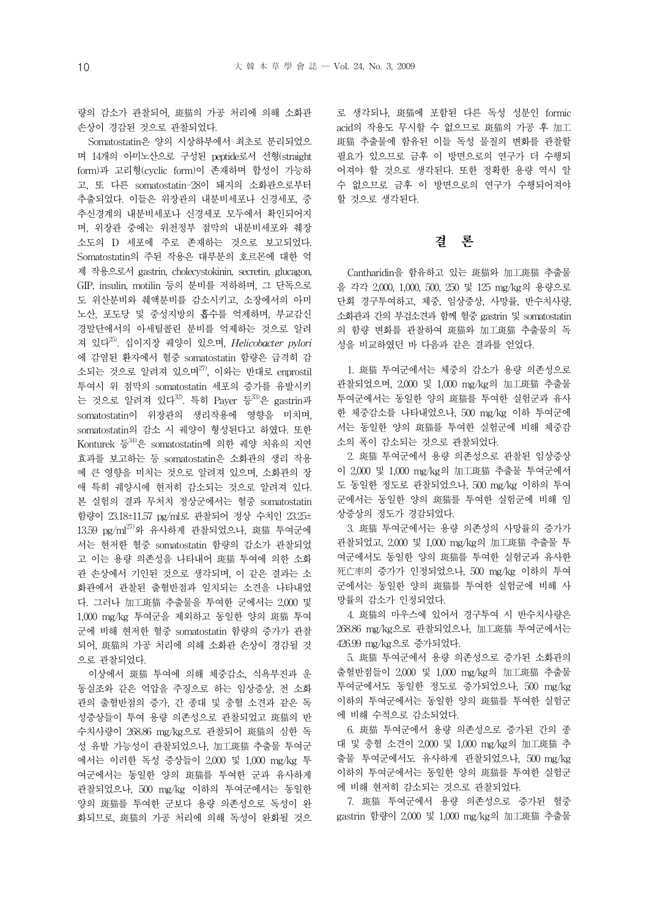량의 감소가 관찰되어, 斑猫의 가공 처리에 의해 소화관 손상이 경감된 것으로 관찰되었다.

Somatostatin은 양의 시상하부에서 최초로 분리되었으며 14개의 아미노산으로 구성된 peptide로서 선형(straight form)과 고리형(cyclic form)이 존재하며 합성이 가능하고, 또 다른 somatostatin-28이 돼지의 소화관으로부터 추출되었다. 이들은 위장관의 내분비세포나 신경세포, 중추신경계의 내분비세포나 신경세포 모두에서 확인되어지며, 위장관 중에는 위전정부 점막의 내분비세포와 췌장 소도의 D 세포에 주로 존재하는 것으로 보고되었다. Somatostatin의 주된 작용은 대부분의 호르몬에 대한 억제 작용으로서 gastrin, cholecystokinin, secretin, glucagon, GIP, insulin, motilin 등의 분비를 저하하며, 그 단독으로도 위산분비와 췌액분비를 감소시키고, 소장에서의 아미노산, 포도당 및 중성지방의 흡수를 억제하며, 부교감신경말단에서의 아세틸콜린 분비를 억제하는 것으로 알려져 있다[25]. 십이지장 궤양이 있으며, *Helicobacter pylori*에 감염된 환자에서 혈중 somatostatin 함량은 급격히 감소되는 것으로 알려져 있으며[27], 이와는 반대로 enprostil 투여시 위 점막의 somatostatin 세포의 증가를 유발시키는 것으로 알려져 있다[32]. 특히 Payer 등[33]은 gastrin과 somatostatin이 위장관의 생리작용에 영향을 미치며, somatostatin의 감소 시 궤양이 형성된다고 하였다. 또한 Konturek 등[34]은 somatostatin에 의한 궤양 치유의 지연 효과를 보고하는 등 somatostatin은 소화관의 생리 작용에 큰 영향을 미치는 것으로 알려져 있으며, 소화관의 장애 특히 궤양시에 현저히 감소되는 것으로 알려져 있다. 본 실험의 결과 무처치 정상군에서는 혈중 somatostatin 함량이 23.18±11.57 pg/ml로 관찰되어 정상 수치인 23.25±13.59 pg/ml[27]와 유사하게 관찰되었으나, 斑猫 투여군에서는 현저한 혈중 somatostatin 함량의 감소가 관찰되었고 이는 용량 의존성을 나타내어 斑猫 투여에 의한 소화관 손상에서 기인된 것으로 생각되며, 이 같은 결과는 소화관에서 관찰된 출혈반점과 일치되는 소견을 나타내었다. 그러나 加工斑猫 추출물을 투여한 군에서는 2,000 및 1,000 mg/kg 투여군을 제외하고 동일한 양의 斑猫 투여군에 비해 현저한 혈중 somatostatin 함량의 증가가 관찰되어, 斑猫의 가공 처리에 의해 소화관 손상이 경감될 것으로 관찰되었다.

이상에서 斑猫 투여에 의해 체중감소, 식욕부진과 운동실조와 같은 억압을 주징으로 하는 임상증상, 전 소화관의 출혈반점의 증가, 간 종대 및 충혈 소견과 같은 독성증상들이 투여 용량 의존성으로 관찰되었고 斑猫의 반수치사량이 268.86 mg/kg으로 관찰되어 斑猫의 심한 독성 유발 가능성이 관찰되었으나, 加工斑猫 추출물 투여군에서는 이러한 독성 증상들이 2,000 및 1,000 mg/kg 투여군에서는 동일한 양의 斑猫를 투여한 군과 유사하게 관찰되었으나, 500 mg/kg 이하의 투여군에서는 동일한 양의 斑猫를 투여한 군보다 용량 의존성으로 독성이 완화되므로, 斑猫의 가공 처리에 의해 독성이 완화될 것으로 생각되나, 斑猫에 포함된 다른 독성 성분인 formic acid의 작용도 무시할 수 없으므로 斑猫의 가공 후 加工斑猫 추출물에 함유된 이들 독성 물질의 변화를 관찰할 필요가 있으므로 금후 이 방면으로의 연구가 더 수행되어져야 할 것으로 생각된다. 또한 정확한 용량 역시 알 수 없으므로 금후 이 방면으로의 연구가 수행되어져야 할 것으로 생각된다.

## 결 론

Cantharidin을 함유하고 있는 斑猫와 加工斑猫 추출물을 각각 2,000, 1,000, 500, 250 및 125 mg/kg의 용량으로 단회 경구투여하고, 체중, 임상증상, 사망률, 반수치사량, 소화관과 간의 부검소견과 함께 혈중 gastrin 및 somatostatin의 함량 변화를 관찰하여 斑猫와 加工斑猫 추출물의 독성을 비교하였던 바 다음과 같은 결과를 얻었다.

1. 斑猫 투여군에서는 체중의 감소가 용량 의존성으로 관찰되었으며, 2,000 및 1,000 mg/kg의 加工斑猫 추출물 투여군에서는 동일한 양의 斑猫를 투여한 실험군과 유사한 체중감소를 나타내었으나, 500 mg/kg 이하 투여군에서는 동일한 양의 斑猫를 투여한 실험군에 비해 체중감소의 폭이 감소되는 것으로 관찰되었다.

2. 斑猫 투여군에서 용량 의존성으로 관찰된 임상증상이 2,000 및 1,000 mg/kg의 加工斑猫 추출물 투여군에서도 동일한 정도로 관찰되었으나, 500 mg/kg 이하의 투여군에서는 동일한 양의 斑猫를 투여한 실험군에 비해 임상증상의 정도가 경감되었다.

3. 斑猫 투여군에서는 용량 의존성의 사망률의 증가가 관찰되었고, 2,000 및 1,000 mg/kg의 加工斑猫 추출물 투여군에서도 동일한 양의 斑猫를 투여한 실험군과 유사한 死亡率의 증가가 인정되었으나, 500 mg/kg 이하의 투여군에서는 동일한 양의 斑猫를 투여한 실험군에 비해 사망률의 감소가 인정되었다.

4. 斑猫의 마우스에 있어서 경구투여 시 반수치사량은 268.86 mg/kg으로 관찰되었으나, 加工斑猫 투여군에서는 426.99 mg/kg으로 증가되었다.

5. 斑猫 투여군에서 용량 의존성으로 증가된 소화관의 출혈반점들이 2,000 및 1,000 mg/kg의 加工斑猫 추출물 투여군에서도 동일한 정도로 증가되었으나, 500 mg/kg 이하의 투여군에서는 동일한 양의 斑猫를 투여한 실험군에 비해 수적으로 감소되었다.

6. 斑猫 투여군에서 용량 의존성으로 증가된 간의 종대 및 충혈 소견이 2,000 및 1,000 mg/kg의 加工斑猫 추출물 투여군에서도 유사하게 관찰되었으나, 500 mg/kg 이하의 투여군에서는 동일한 양의 斑猫를 투여한 실험군에 비해 현저히 감소되는 것으로 관찰되었다.

7. 斑猫 투여군에서 용량 의존성으로 증가된 혈중 gastrin 함량이 2,000 및 1,000 mg/kg의 加工斑猫 추출물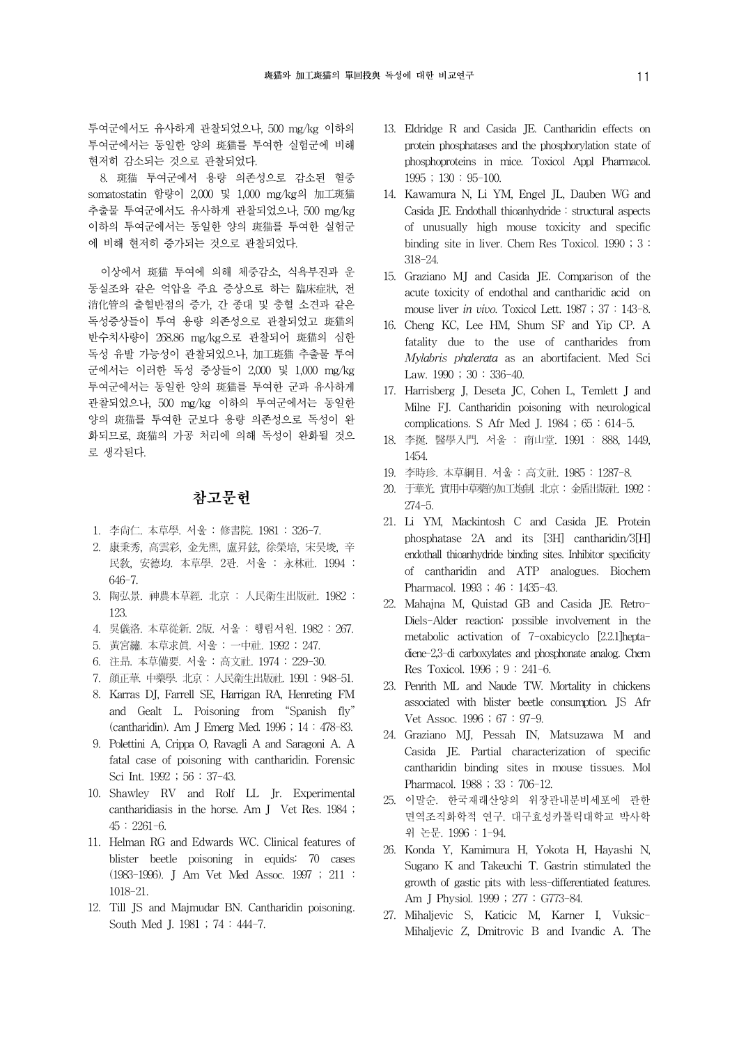투여군에서도 유사하게 관찰되었으나, 500 mg/kg 이하의 투여군에서는 동일한 양의 斑猫를 투여한 실험군에 비해 현저히 감소되는 것으로 관찰되었다.

8. 斑猫 투여군에서 용량 의존성으로 감소된 혈중 somatostatin 함량이 2,000 및 1,000 mg/kg의 加工斑猫 추출물 투여군에서도 유사하게 관찰되었으나, 500 mg/kg 이하의 투여군에서는 동일한 양의 斑猫를 투여한 실험군에 비해 현저히 증가되는 것으로 관찰되었다.

이상에서 斑猫 투여에 의해 체중감소, 식욕부진과 운동실조와 같은 억압을 주요 증상으로 하는 臨床症狀, 전 消化管의 출혈반점의 증가, 간 종대 및 충혈 소견과 같은 독성증상들이 투여 용량 의존성으로 관찰되었고 斑猫의 반수치사량이 268.86 mg/kg으로 관찰되어 斑猫의 심한 독성 유발 가능성이 관찰되었으나, 加工斑猫 추출물 투여군에서는 이러한 독성 증상들이 2,000 및 1,000 mg/kg 투여군에서는 동일한 양의 斑猫를 투여한 군과 유사하게 관찰되었으나, 500 mg/kg 이하의 투여군에서는 동일한 양의 斑猫를 투여한 군보다 용량 의존성으로 독성이 완화되므로, 斑猫의 가공 처리에 의해 독성이 완화될 것으로 생각된다.

## 참고문헌

1. 李尙仁. 本草學. 서울 : 修書院. 1981 : 326-7.
2. 康秉秀, 高雲彩, 金先熙, 盧昇鉉, 徐榮培, 宋昊埈, 辛民敎, 安德均. 本草學. 2판. 서울 : 永林社. 1994 : 646-7.
3. 陶弘景. 神農本草經. 北京 : 人民衛生出版社. 1982 : 123.
4. 吳儀洛. 本草從新. 2版. 서울 : 행림서원. 1982 : 267.
5. 黃宮繡. 本草求眞. 서울 : 一中社. 1992 : 247.
6. 汪昂. 本草備要. 서울 : 高文社. 1974 : 229-30.
7. 顔正華. 中藥學. 北京 : 人民衛生出版社. 1991 : 948-51.
8. Karras DJ, Farrell SE, Harrigan RA, Henreting FM and Gealt L. Poisoning from "Spanish fly" (cantharidin). Am J Emerg Med. 1996 ; 14 : 478-83.
9. Polettini A, Crippa O, Ravagli A and Saragoni A. A fatal case of poisoning with cantharidin. Forensic Sci Int. 1992 ; 56 : 37-43.
10. Shawley RV and Rolf LL Jr. Experimental cantharidiasis in the horse. Am J Vet Res. 1984 ; 45 : 2261-6.
11. Helman RG and Edwards WC. Clinical features of blister beetle poisoning in equids: 70 cases (1983-1996). J Am Vet Med Assoc. 1997 ; 211 : 1018-21.
12. Till JS and Majmudar BN. Cantharidin poisoning. South Med J. 1981 ; 74 : 444-7.
13. Eldridge R and Casida JE. Cantharidin effects on protein phosphatases and the phosphorylation state of phosphoproteins in mice. Toxicol Appl Pharmacol. 1995 ; 130 : 95-100.
14. Kawamura N, Li YM, Engel JL, Dauben WG and Casida JE. Endothall thioanhydride : structural aspects of unusually high mouse toxicity and specific binding site in liver. Chem Res Toxicol. 1990 ; 3 : 318-24.
15. Graziano MJ and Casida JE. Comparison of the acute toxicity of endothal and cantharidic acid on mouse liver *in vivo*. Toxicol Lett. 1987 ; 37 : 143-8.
16. Cheng KC, Lee HM, Shum SF and Yip CP. A fatality due to the use of cantharides from *Mylabris phalerata* as an abortifacient. Med Sci Law. 1990 ; 30 : 336-40.
17. Harrisberg J, Deseta JC, Cohen L, Temlett J and Milne FJ. Cantharidin poisoning with neurological complications. S Afr Med J. 1984 ; 65 : 614-5.
18. 李梴. 醫學入門. 서울 : 南山堂. 1991 : 888, 1449, 1454.
19. 李時珍. 本草綱目. 서울 : 高文社. 1985 : 1287-8.
20. 于華光. 實用中草藥的加工炮制. 北京 : 金盾出版社. 1992 : 274-5.
21. Li YM, Mackintosh C and Casida JE. Protein phosphatase 2A and its [3H] cantharidin/3[H] endothall thioanhydride binding sites. Inhibitor specificity of cantharidin and ATP analogues. Biochem Pharmacol. 1993 ; 46 : 1435-43.
22. Mahajna M, Quistad GB and Casida JE. Retro-Diels-Alder reaction: possible involvement in the metabolic activation of 7-oxabicyclo [2.2.1]hepta-diene-2,3-di carboxylates and phosphonate analog. Chem Res Toxicol. 1996 ; 9 : 241-6.
23. Penrith ML and Naude TW. Mortality in chickens associated with blister beetle consumption. JS Afr Vet Assoc. 1996 ; 67 : 97-9.
24. Graziano MJ, Pessah IN, Matsuzawa M and Casida JE. Partial characterization of specific cantharidin binding sites in mouse tissues. Mol Pharmacol. 1988 ; 33 : 706-12.
25. 이말순. 한국재래산양의 위장관내분비세포에 관한 면역조직화학적 연구. 대구효성카톨릭대학교 박사학위 논문. 1996 : 1-94.
26. Konda Y, Kamimura H, Yokota H, Hayashi N, Sugano K and Takeuchi T. Gastrin stimulated the growth of gastic pits with less-differentiated features. Am J Physiol. 1999 ; 277 : G773-84.
27. Mihaljevic S, Katicic M, Karner I, Vuksic-Mihaljevic Z, Dmitrovic B and Ivandic A. The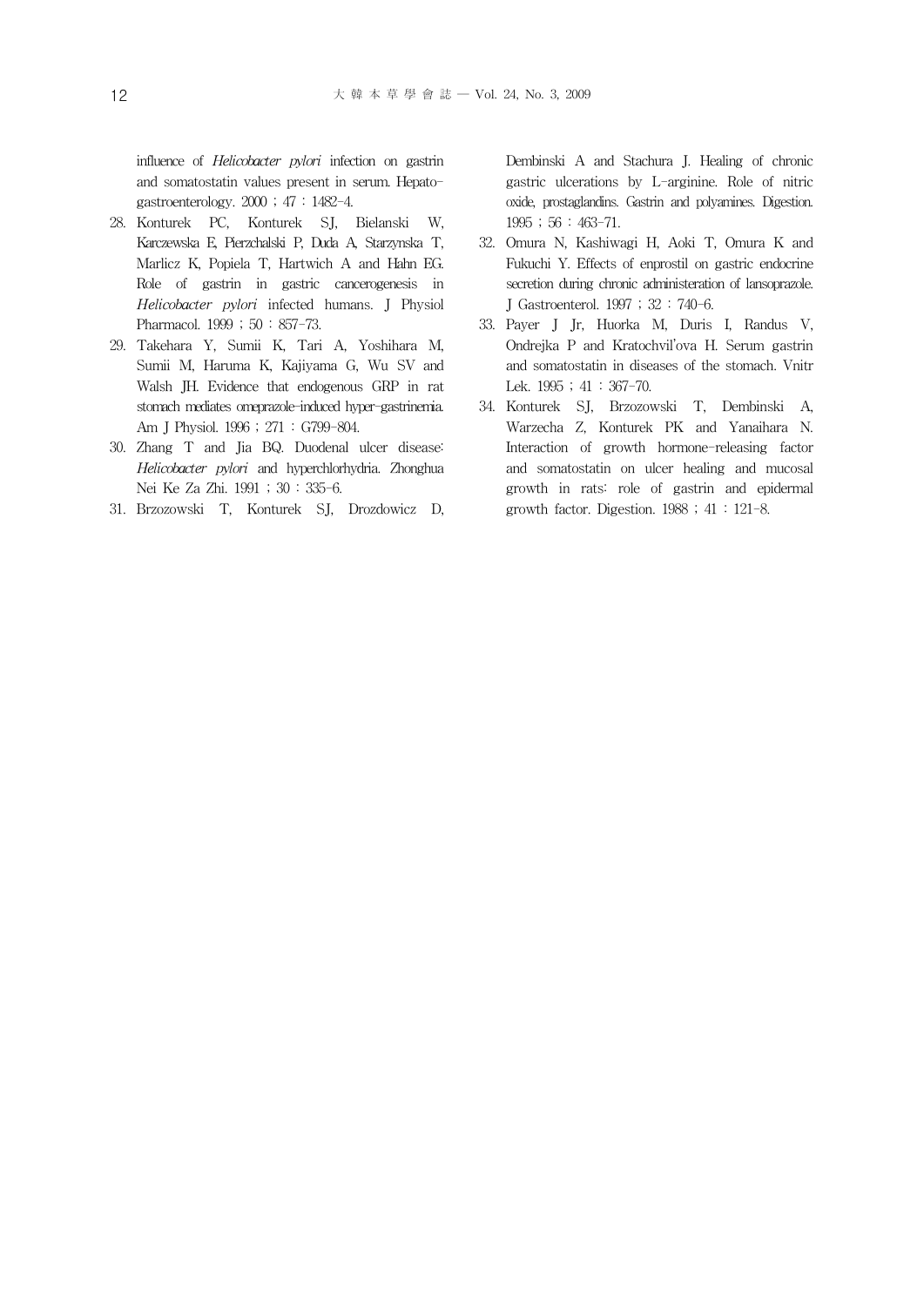influence of *Helicobacter pylori* infection on gastrin and somatostatin values present in serum. Hepato-gastroenterology. 2000 ; 47 : 1482-4.

28. Konturek PC, Konturek SJ, Bielanski W, Karczewska E, Pierzchalski P, Duda A, Starzynska T, Marlicz K, Popiela T, Hartwich A and Hahn EG. Role of gastrin in gastric cancerogenesis in *Helicobacter pylori* infected humans. J Physiol Pharmacol. 1999 ; 50 : 857-73.
29. Takehara Y, Sumii K, Tari A, Yoshihara M, Sumii M, Haruma K, Kajiyama G, Wu SV and Walsh JH. Evidence that endogenous GRP in rat stomach mediates omeprazole-induced hyper-gastrinemia. Am J Physiol. 1996 ; 271 : G799-804.
30. Zhang T and Jia BQ. Duodenal ulcer disease: *Helicobacter pylori* and hyperchlorhydria. Zhonghua Nei Ke Za Zhi. 1991 ; 30 : 335-6.
31. Brzozowski T, Konturek SJ, Drozdowicz D, Dembinski A and Stachura J. Healing of chronic gastric ulcerations by L-arginine. Role of nitric oxide, prostaglandins. Gastrin and polyamines. Digestion. 1995 ; 56 : 463-71.
32. Omura N, Kashiwagi H, Aoki T, Omura K and Fukuchi Y. Effects of enprostil on gastric endocrine secretion during chronic administeration of lansoprazole. J Gastroenterol. 1997 ; 32 : 740-6.
33. Payer J Jr, Huorka M, Duris I, Randus V, Ondrejka P and Kratochvil'ova H. Serum gastrin and somatostatin in diseases of the stomach. Vnitr Lek. 1995 ; 41 : 367-70.
34. Konturek SJ, Brzozowski T, Dembinski A, Warzecha Z, Konturek PK and Yanaihara N. Interaction of growth hormone-releasing factor and somatostatin on ulcer healing and mucosal growth in rats: role of gastrin and epidermal growth factor. Digestion. 1988 ; 41 : 121-8.